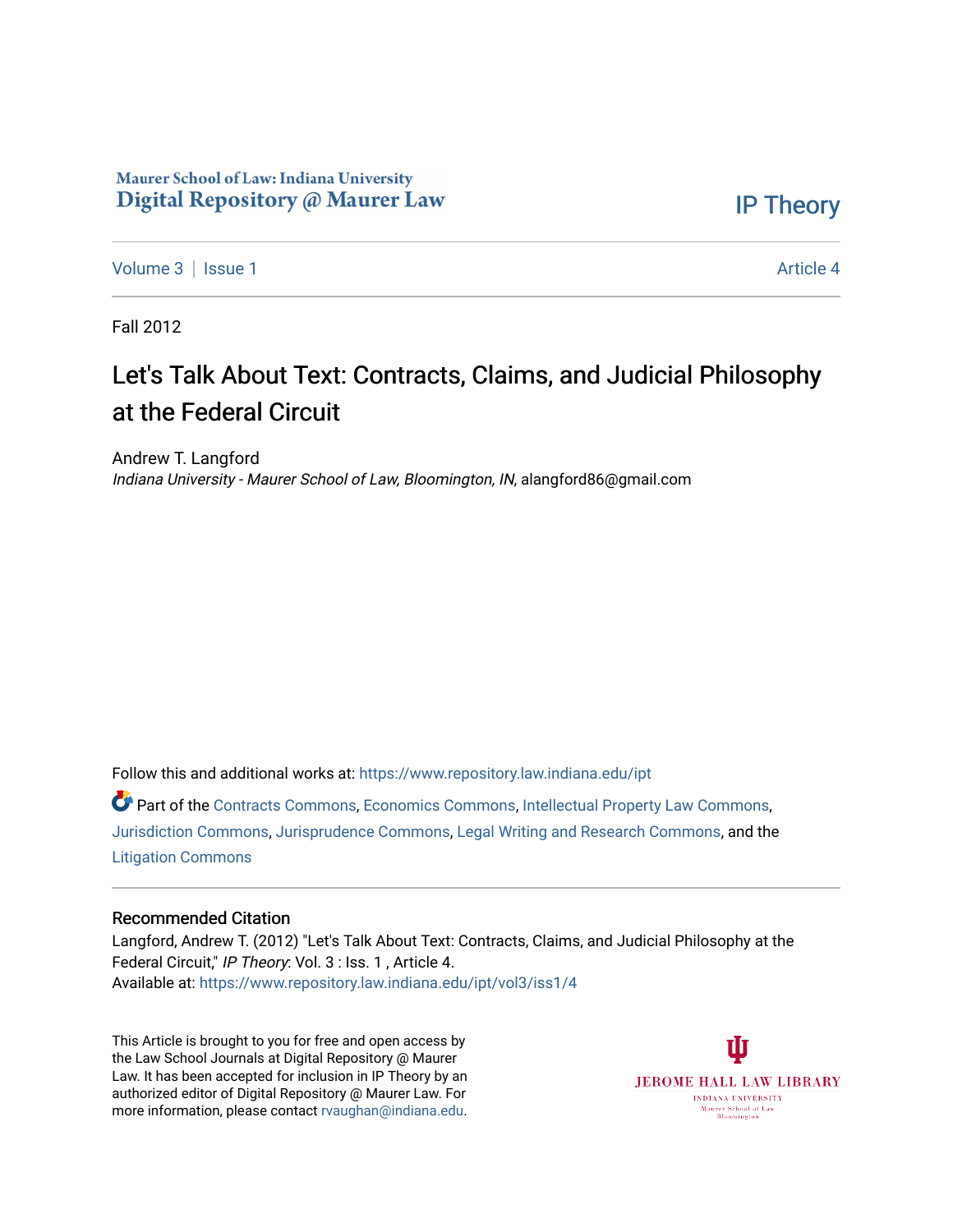Maurer School of Law: Indiana University
Digital Repository @ Maurer Law

IP Theory

Volume 3 | Issue 1 — Article 4

Fall 2012

# Let's Talk About Text: Contracts, Claims, and Judicial Philosophy at the Federal Circuit

Andrew T. Langford
*Indiana University - Maurer School of Law, Bloomington, IN*, alangford86@gmail.com

Follow this and additional works at: https://www.repository.law.indiana.edu/ipt

Part of the Contracts Commons, Economics Commons, Intellectual Property Law Commons, Jurisdiction Commons, Jurisprudence Commons, Legal Writing and Research Commons, and the Litigation Commons

## Recommended Citation

Langford, Andrew T. (2012) "Let's Talk About Text: Contracts, Claims, and Judicial Philosophy at the Federal Circuit," *IP Theory*: Vol. 3 : Iss. 1 , Article 4.
Available at: https://www.repository.law.indiana.edu/ipt/vol3/iss1/4

This Article is brought to you for free and open access by the Law School Journals at Digital Repository @ Maurer Law. It has been accepted for inclusion in IP Theory by an authorized editor of Digital Repository @ Maurer Law. For more information, please contact rvaughan@indiana.edu.

JEROME HALL LAW LIBRARY
INDIANA UNIVERSITY
Maurer School of Law
Bloomington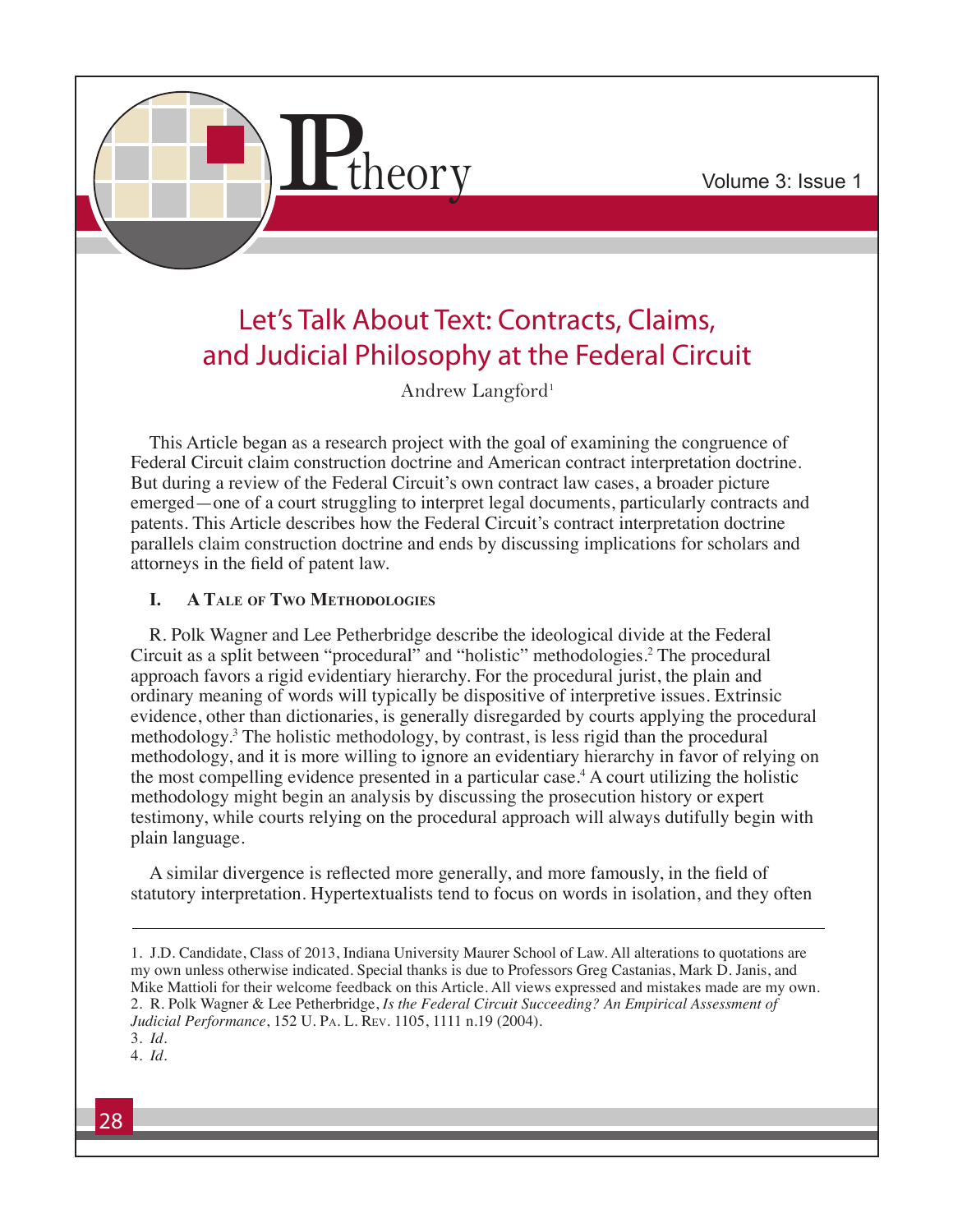# Let's Talk About Text: Contracts, Claims, and Judicial Philosophy at the Federal Circuit

Andrew Langford[1]

This Article began as a research project with the goal of examining the congruence of Federal Circuit claim construction doctrine and American contract interpretation doctrine. But during a review of the Federal Circuit's own contract law cases, a broader picture emerged—one of a court struggling to interpret legal documents, particularly contracts and patents. This Article describes how the Federal Circuit's contract interpretation doctrine parallels claim construction doctrine and ends by discussing implications for scholars and attorneys in the field of patent law.

## I. A Tale of Two Methodologies

R. Polk Wagner and Lee Petherbridge describe the ideological divide at the Federal Circuit as a split between "procedural" and "holistic" methodologies.[2] The procedural approach favors a rigid evidentiary hierarchy. For the procedural jurist, the plain and ordinary meaning of words will typically be dispositive of interpretive issues. Extrinsic evidence, other than dictionaries, is generally disregarded by courts applying the procedural methodology.[3] The holistic methodology, by contrast, is less rigid than the procedural methodology, and it is more willing to ignore an evidentiary hierarchy in favor of relying on the most compelling evidence presented in a particular case.[4] A court utilizing the holistic methodology might begin an analysis by discussing the prosecution history or expert testimony, while courts relying on the procedural approach will always dutifully begin with plain language.

A similar divergence is reflected more generally, and more famously, in the field of statutory interpretation. Hypertextualists tend to focus on words in isolation, and they often

---

1. J.D. Candidate, Class of 2013, Indiana University Maurer School of Law. All alterations to quotations are my own unless otherwise indicated. Special thanks is due to Professors Greg Castanias, Mark D. Janis, and Mike Mattioli for their welcome feedback on this Article. All views expressed and mistakes made are my own.

2. R. Polk Wagner & Lee Petherbridge, *Is the Federal Circuit Succeeding? An Empirical Assessment of Judicial Performance*, 152 U. Pa. L. Rev. 1105, 1111 n.19 (2004).

3. *Id.*

4. *Id.*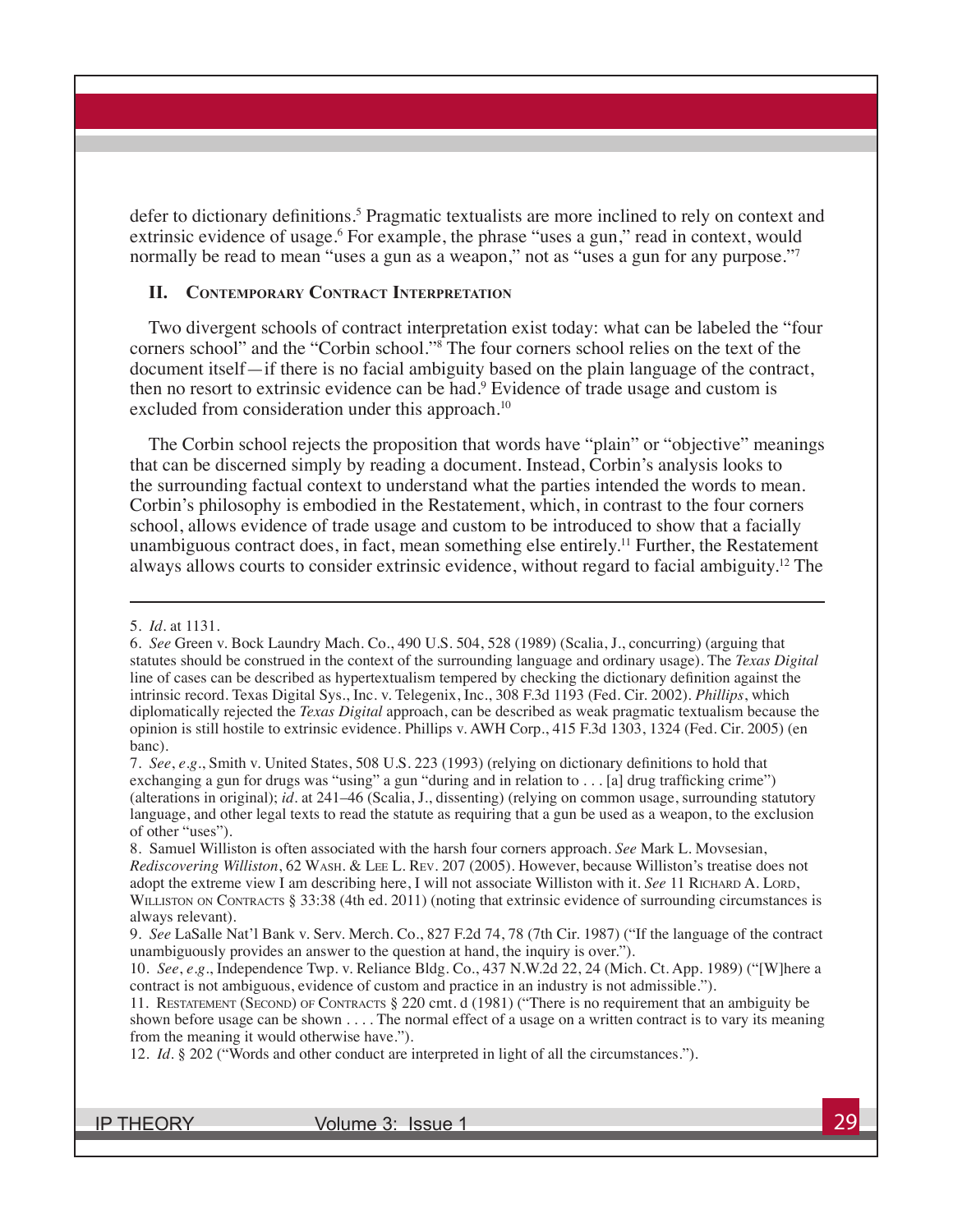defer to dictionary definitions.[5] Pragmatic textualists are more inclined to rely on context and extrinsic evidence of usage.[6] For example, the phrase "uses a gun," read in context, would normally be read to mean "uses a gun as a weapon," not as "uses a gun for any purpose."[7]

## II. Contemporary Contract Interpretation

Two divergent schools of contract interpretation exist today: what can be labeled the "four corners school" and the "Corbin school."[8] The four corners school relies on the text of the document itself—if there is no facial ambiguity based on the plain language of the contract, then no resort to extrinsic evidence can be had.[9] Evidence of trade usage and custom is excluded from consideration under this approach.[10]

The Corbin school rejects the proposition that words have "plain" or "objective" meanings that can be discerned simply by reading a document. Instead, Corbin's analysis looks to the surrounding factual context to understand what the parties intended the words to mean. Corbin's philosophy is embodied in the Restatement, which, in contrast to the four corners school, allows evidence of trade usage and custom to be introduced to show that a facially unambiguous contract does, in fact, mean something else entirely.[11] Further, the Restatement always allows courts to consider extrinsic evidence, without regard to facial ambiguity.[12] The

---

5. *Id.* at 1131.

6. *See* Green v. Bock Laundry Mach. Co., 490 U.S. 504, 528 (1989) (Scalia, J., concurring) (arguing that statutes should be construed in the context of the surrounding language and ordinary usage). The *Texas Digital* line of cases can be described as hypertextualism tempered by checking the dictionary definition against the intrinsic record. Texas Digital Sys., Inc. v. Telegenix, Inc., 308 F.3d 1193 (Fed. Cir. 2002). *Phillips*, which diplomatically rejected the *Texas Digital* approach, can be described as weak pragmatic textualism because the opinion is still hostile to extrinsic evidence. Phillips v. AWH Corp., 415 F.3d 1303, 1324 (Fed. Cir. 2005) (en banc).

7. *See*, *e.g.*, Smith v. United States, 508 U.S. 223 (1993) (relying on dictionary definitions to hold that exchanging a gun for drugs was "using" a gun "during and in relation to . . . [a] drug trafficking crime") (alterations in original); *id.* at 241–46 (Scalia, J., dissenting) (relying on common usage, surrounding statutory language, and other legal texts to read the statute as requiring that a gun be used as a weapon, to the exclusion of other "uses").

8. Samuel Williston is often associated with the harsh four corners approach. *See* Mark L. Movsesian, *Rediscovering Williston*, 62 Wash. & Lee L. Rev. 207 (2005). However, because Williston's treatise does not adopt the extreme view I am describing here, I will not associate Williston with it. *See* 11 Richard A. Lord, Williston on Contracts § 33:38 (4th ed. 2011) (noting that extrinsic evidence of surrounding circumstances is always relevant).

9. *See* LaSalle Nat'l Bank v. Serv. Merch. Co., 827 F.2d 74, 78 (7th Cir. 1987) ("If the language of the contract unambiguously provides an answer to the question at hand, the inquiry is over.").

10. *See*, *e.g.*, Independence Twp. v. Reliance Bldg. Co., 437 N.W.2d 22, 24 (Mich. Ct. App. 1989) ("[W]here a contract is not ambiguous, evidence of custom and practice in an industry is not admissible.").

11. Restatement (Second) of Contracts § 220 cmt. d (1981) ("There is no requirement that an ambiguity be shown before usage can be shown . . . . The normal effect of a usage on a written contract is to vary its meaning from the meaning it would otherwise have.").

12. *Id.* § 202 ("Words and other conduct are interpreted in light of all the circumstances.").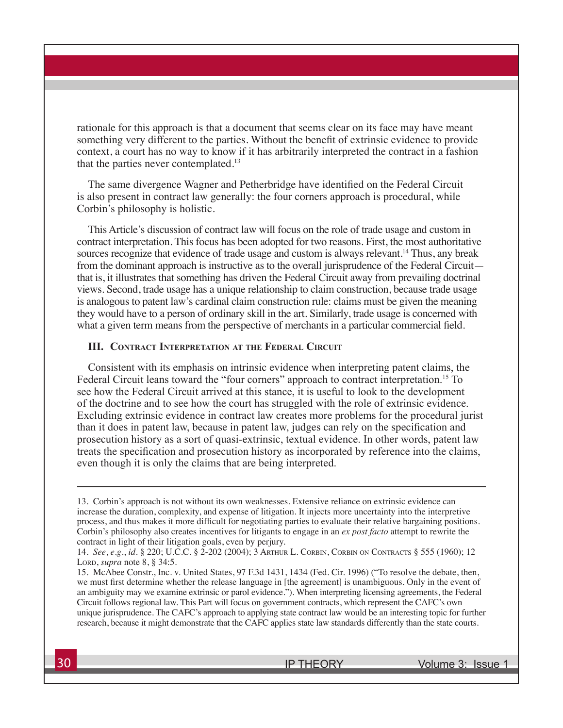rationale for this approach is that a document that seems clear on its face may have meant something very different to the parties. Without the benefit of extrinsic evidence to provide context, a court has no way to know if it has arbitrarily interpreted the contract in a fashion that the parties never contemplated.[13]

The same divergence Wagner and Petherbridge have identified on the Federal Circuit is also present in contract law generally: the four corners approach is procedural, while Corbin's philosophy is holistic.

This Article's discussion of contract law will focus on the role of trade usage and custom in contract interpretation. This focus has been adopted for two reasons. First, the most authoritative sources recognize that evidence of trade usage and custom is always relevant.[14] Thus, any break from the dominant approach is instructive as to the overall jurisprudence of the Federal Circuit—that is, it illustrates that something has driven the Federal Circuit away from prevailing doctrinal views. Second, trade usage has a unique relationship to claim construction, because trade usage is analogous to patent law's cardinal claim construction rule: claims must be given the meaning they would have to a person of ordinary skill in the art. Similarly, trade usage is concerned with what a given term means from the perspective of merchants in a particular commercial field.

### III. Contract Interpretation at the Federal Circuit

Consistent with its emphasis on intrinsic evidence when interpreting patent claims, the Federal Circuit leans toward the "four corners" approach to contract interpretation.[15] To see how the Federal Circuit arrived at this stance, it is useful to look to the development of the doctrine and to see how the court has struggled with the role of extrinsic evidence. Excluding extrinsic evidence in contract law creates more problems for the procedural jurist than it does in patent law, because in patent law, judges can rely on the specification and prosecution history as a sort of quasi-extrinsic, textual evidence. In other words, patent law treats the specification and prosecution history as incorporated by reference into the claims, even though it is only the claims that are being interpreted.

---

13. Corbin's approach is not without its own weaknesses. Extensive reliance on extrinsic evidence can increase the duration, complexity, and expense of litigation. It injects more uncertainty into the interpretive process, and thus makes it more difficult for negotiating parties to evaluate their relative bargaining positions. Corbin's philosophy also creates incentives for litigants to engage in an *ex post facto* attempt to rewrite the contract in light of their litigation goals, even by perjury.

14. *See*, *e.g.*, *id.* § 220; U.C.C. § 2-202 (2004); 3 Arthur L. Corbin, Corbin on Contracts § 555 (1960); 12 Lord, *supra* note 8, § 34:5.

15. McAbee Constr., Inc. v. United States, 97 F.3d 1431, 1434 (Fed. Cir. 1996) ("To resolve the debate, then, we must first determine whether the release language in [the agreement] is unambiguous. Only in the event of an ambiguity may we examine extrinsic or parol evidence."). When interpreting licensing agreements, the Federal Circuit follows regional law. This Part will focus on government contracts, which represent the CAFC's own unique jurisprudence. The CAFC's approach to applying state contract law would be an interesting topic for further research, because it might demonstrate that the CAFC applies state law standards differently than the state courts.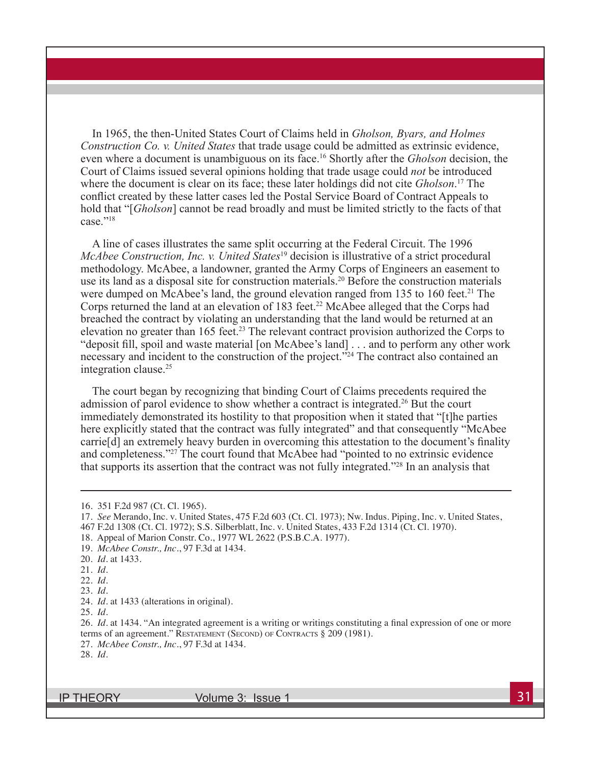In 1965, the then-United States Court of Claims held in *Gholson, Byars, and Holmes Construction Co. v. United States* that trade usage could be admitted as extrinsic evidence, even where a document is unambiguous on its face.[16] Shortly after the *Gholson* decision, the Court of Claims issued several opinions holding that trade usage could *not* be introduced where the document is clear on its face; these later holdings did not cite *Gholson*.[17] The conflict created by these latter cases led the Postal Service Board of Contract Appeals to hold that "[*Gholson*] cannot be read broadly and must be limited strictly to the facts of that case."[18]

A line of cases illustrates the same split occurring at the Federal Circuit. The 1996 *McAbee Construction, Inc. v. United States*[19] decision is illustrative of a strict procedural methodology. McAbee, a landowner, granted the Army Corps of Engineers an easement to use its land as a disposal site for construction materials.[20] Before the construction materials were dumped on McAbee's land, the ground elevation ranged from 135 to 160 feet.[21] The Corps returned the land at an elevation of 183 feet.[22] McAbee alleged that the Corps had breached the contract by violating an understanding that the land would be returned at an elevation no greater than 165 feet.[23] The relevant contract provision authorized the Corps to "deposit fill, spoil and waste material [on McAbee's land] . . . and to perform any other work necessary and incident to the construction of the project."[24] The contract also contained an integration clause.[25]

The court began by recognizing that binding Court of Claims precedents required the admission of parol evidence to show whether a contract is integrated.[26] But the court immediately demonstrated its hostility to that proposition when it stated that "[t]he parties here explicitly stated that the contract was fully integrated" and that consequently "McAbee carrie[d] an extremely heavy burden in overcoming this attestation to the document's finality and completeness."[27] The court found that McAbee had "pointed to no extrinsic evidence that supports its assertion that the contract was not fully integrated."[28] In an analysis that

---

16. 351 F.2d 987 (Ct. Cl. 1965).

17. *See* Merando, Inc. v. United States, 475 F.2d 603 (Ct. Cl. 1973); Nw. Indus. Piping, Inc. v. United States, 467 F.2d 1308 (Ct. Cl. 1972); S.S. Silberblatt, Inc. v. United States, 433 F.2d 1314 (Ct. Cl. 1970).

18. Appeal of Marion Constr. Co., 1977 WL 2622 (P.S.B.C.A. 1977).

19. *McAbee Constr., Inc*., 97 F.3d at 1434.

20. *Id*. at 1433.

21. *Id*.

22. *Id*.

23. *Id*.

24. *Id*. at 1433 (alterations in original).

25. *Id*.

26. *Id*. at 1434. "An integrated agreement is a writing or writings constituting a final expression of one or more terms of an agreement." Restatement (Second) of Contracts § 209 (1981).

27. *McAbee Constr., Inc*., 97 F.3d at 1434.

28. *Id*.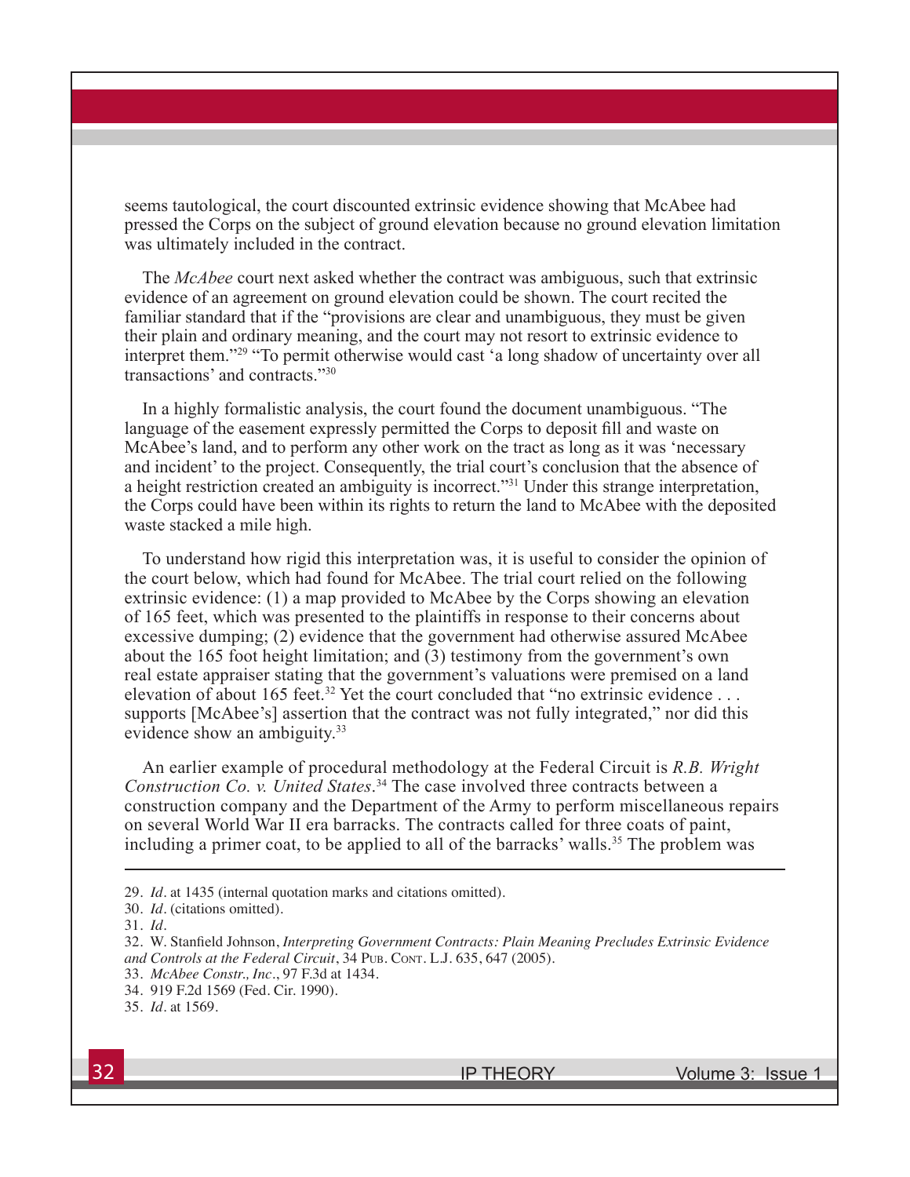seems tautological, the court discounted extrinsic evidence showing that McAbee had pressed the Corps on the subject of ground elevation because no ground elevation limitation was ultimately included in the contract.

The *McAbee* court next asked whether the contract was ambiguous, such that extrinsic evidence of an agreement on ground elevation could be shown. The court recited the familiar standard that if the "provisions are clear and unambiguous, they must be given their plain and ordinary meaning, and the court may not resort to extrinsic evidence to interpret them."[29] "To permit otherwise would cast 'a long shadow of uncertainty over all transactions' and contracts."[30]

In a highly formalistic analysis, the court found the document unambiguous. "The language of the easement expressly permitted the Corps to deposit fill and waste on McAbee's land, and to perform any other work on the tract as long as it was 'necessary and incident' to the project. Consequently, the trial court's conclusion that the absence of a height restriction created an ambiguity is incorrect."[31] Under this strange interpretation, the Corps could have been within its rights to return the land to McAbee with the deposited waste stacked a mile high.

To understand how rigid this interpretation was, it is useful to consider the opinion of the court below, which had found for McAbee. The trial court relied on the following extrinsic evidence: (1) a map provided to McAbee by the Corps showing an elevation of 165 feet, which was presented to the plaintiffs in response to their concerns about excessive dumping; (2) evidence that the government had otherwise assured McAbee about the 165 foot height limitation; and (3) testimony from the government's own real estate appraiser stating that the government's valuations were premised on a land elevation of about 165 feet.[32] Yet the court concluded that "no extrinsic evidence . . . supports [McAbee's] assertion that the contract was not fully integrated," nor did this evidence show an ambiguity.[33]

An earlier example of procedural methodology at the Federal Circuit is *R.B. Wright Construction Co. v. United States*.[34] The case involved three contracts between a construction company and the Department of the Army to perform miscellaneous repairs on several World War II era barracks. The contracts called for three coats of paint, including a primer coat, to be applied to all of the barracks' walls.[35] The problem was

---

29. *Id*. at 1435 (internal quotation marks and citations omitted).
30. *Id*. (citations omitted).
31. *Id*.
32. W. Stanfield Johnson, *Interpreting Government Contracts: Plain Meaning Precludes Extrinsic Evidence and Controls at the Federal Circuit*, 34 Pub. Cont. L.J. 635, 647 (2005).
33. *McAbee Constr., Inc*., 97 F.3d at 1434.
34. 919 F.2d 1569 (Fed. Cir. 1990).
35. *Id*. at 1569.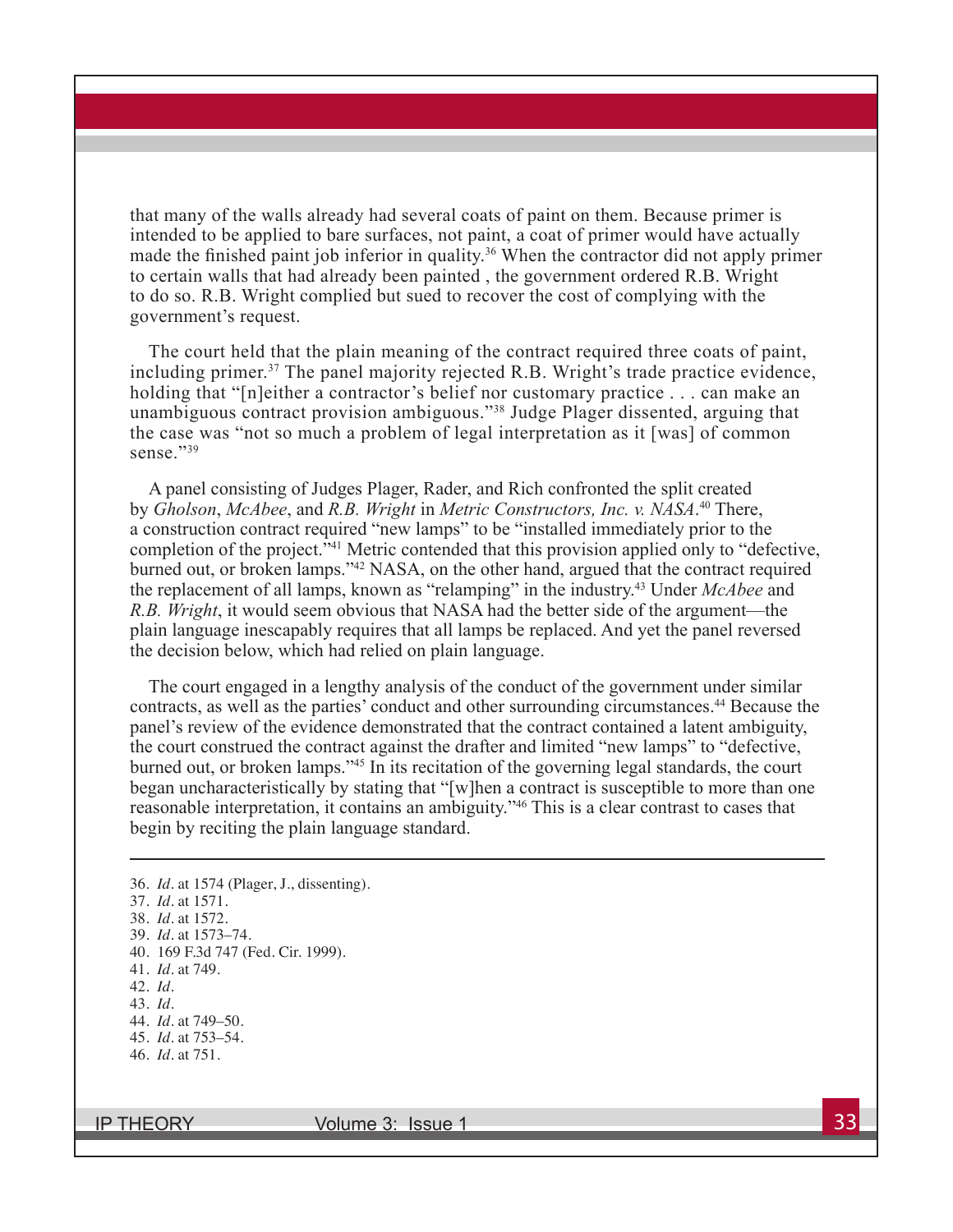that many of the walls already had several coats of paint on them. Because primer is intended to be applied to bare surfaces, not paint, a coat of primer would have actually made the finished paint job inferior in quality.[36] When the contractor did not apply primer to certain walls that had already been painted , the government ordered R.B. Wright to do so. R.B. Wright complied but sued to recover the cost of complying with the government's request.

The court held that the plain meaning of the contract required three coats of paint, including primer.[37] The panel majority rejected R.B. Wright's trade practice evidence, holding that "[n]either a contractor's belief nor customary practice . . . can make an unambiguous contract provision ambiguous."[38] Judge Plager dissented, arguing that the case was "not so much a problem of legal interpretation as it [was] of common sense."[39]

A panel consisting of Judges Plager, Rader, and Rich confronted the split created by *Gholson*, *McAbee*, and *R.B. Wright* in *Metric Constructors, Inc. v. NASA*.[40] There, a construction contract required "new lamps" to be "installed immediately prior to the completion of the project."[41] Metric contended that this provision applied only to "defective, burned out, or broken lamps."[42] NASA, on the other hand, argued that the contract required the replacement of all lamps, known as "relamping" in the industry.[43] Under *McAbee* and *R.B. Wright*, it would seem obvious that NASA had the better side of the argument—the plain language inescapably requires that all lamps be replaced. And yet the panel reversed the decision below, which had relied on plain language.

The court engaged in a lengthy analysis of the conduct of the government under similar contracts, as well as the parties' conduct and other surrounding circumstances.[44] Because the panel's review of the evidence demonstrated that the contract contained a latent ambiguity, the court construed the contract against the drafter and limited "new lamps" to "defective, burned out, or broken lamps."[45] In its recitation of the governing legal standards, the court began uncharacteristically by stating that "[w]hen a contract is susceptible to more than one reasonable interpretation, it contains an ambiguity."[46] This is a clear contrast to cases that begin by reciting the plain language standard.

---

36. *Id*. at 1574 (Plager, J., dissenting).
37. *Id*. at 1571.
38. *Id*. at 1572.
39. *Id*. at 1573–74.
40. 169 F.3d 747 (Fed. Cir. 1999).
41. *Id*. at 749.
42. *Id*.
43. *Id*.
44. *Id*. at 749–50.
45. *Id*. at 753–54.
46. *Id*. at 751.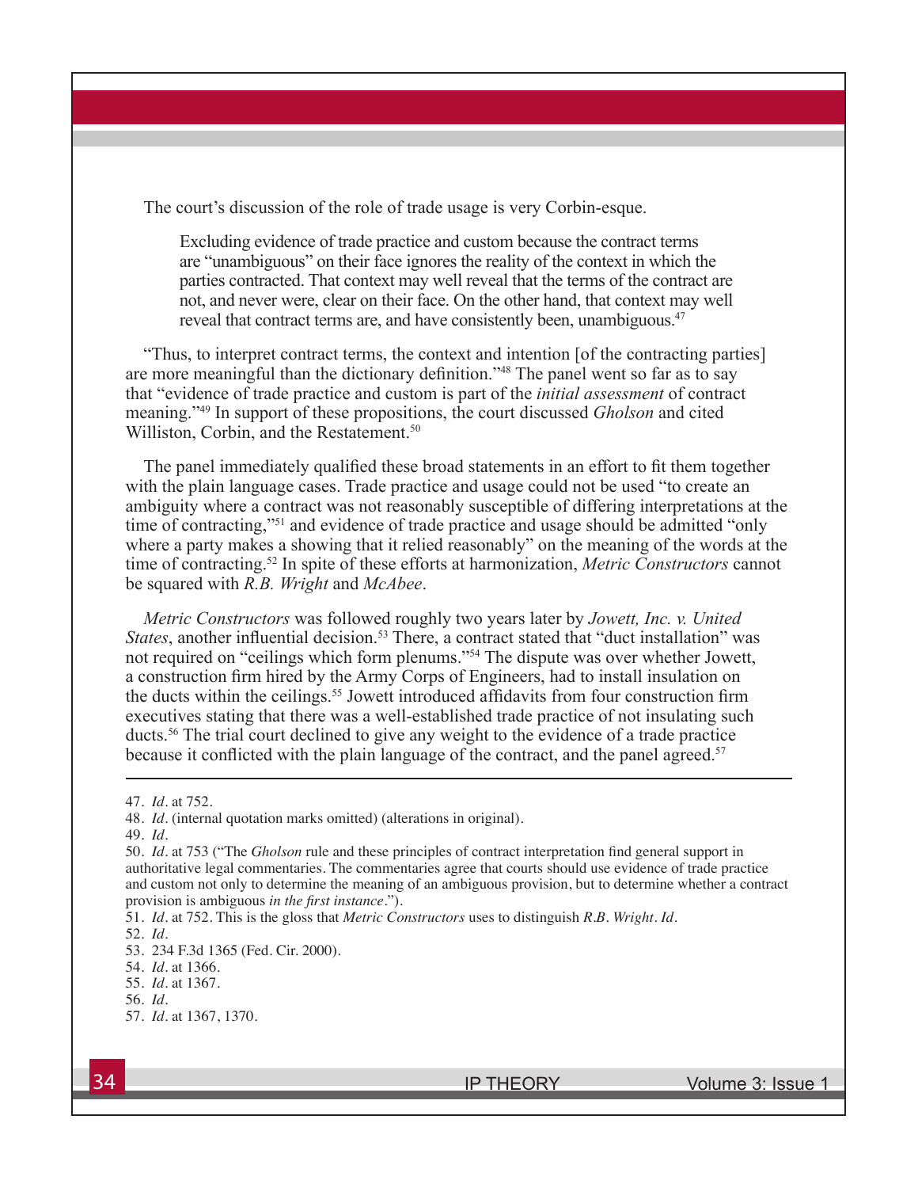The court's discussion of the role of trade usage is very Corbin-esque.

> Excluding evidence of trade practice and custom because the contract terms are "unambiguous" on their face ignores the reality of the context in which the parties contracted. That context may well reveal that the terms of the contract are not, and never were, clear on their face. On the other hand, that context may well reveal that contract terms are, and have consistently been, unambiguous.[47]

"Thus, to interpret contract terms, the context and intention [of the contracting parties] are more meaningful than the dictionary definition."[48] The panel went so far as to say that "evidence of trade practice and custom is part of the *initial assessment* of contract meaning."[49] In support of these propositions, the court discussed *Gholson* and cited Williston, Corbin, and the Restatement.[50]

The panel immediately qualified these broad statements in an effort to fit them together with the plain language cases. Trade practice and usage could not be used "to create an ambiguity where a contract was not reasonably susceptible of differing interpretations at the time of contracting,"[51] and evidence of trade practice and usage should be admitted "only where a party makes a showing that it relied reasonably" on the meaning of the words at the time of contracting.[52] In spite of these efforts at harmonization, *Metric Constructors* cannot be squared with *R.B. Wright* and *McAbee*.

*Metric Constructors* was followed roughly two years later by *Jowett, Inc. v. United States*, another influential decision.[53] There, a contract stated that "duct installation" was not required on "ceilings which form plenums."[54] The dispute was over whether Jowett, a construction firm hired by the Army Corps of Engineers, had to install insulation on the ducts within the ceilings.[55] Jowett introduced affidavits from four construction firm executives stating that there was a well-established trade practice of not insulating such ducts.[56] The trial court declined to give any weight to the evidence of a trade practice because it conflicted with the plain language of the contract, and the panel agreed.[57]

---

47. *Id*. at 752.
48. *Id*. (internal quotation marks omitted) (alterations in original).
49. *Id*.
50. *Id*. at 753 ("The *Gholson* rule and these principles of contract interpretation find general support in authoritative legal commentaries. The commentaries agree that courts should use evidence of trade practice and custom not only to determine the meaning of an ambiguous provision, but to determine whether a contract provision is ambiguous *in the first instance*.").
51. *Id*. at 752. This is the gloss that *Metric Constructors* uses to distinguish *R.B. Wright*. *Id*.
52. *Id*.
53. 234 F.3d 1365 (Fed. Cir. 2000).
54. *Id*. at 1366.
55. *Id*. at 1367.
56. *Id*.
57. *Id*. at 1367, 1370.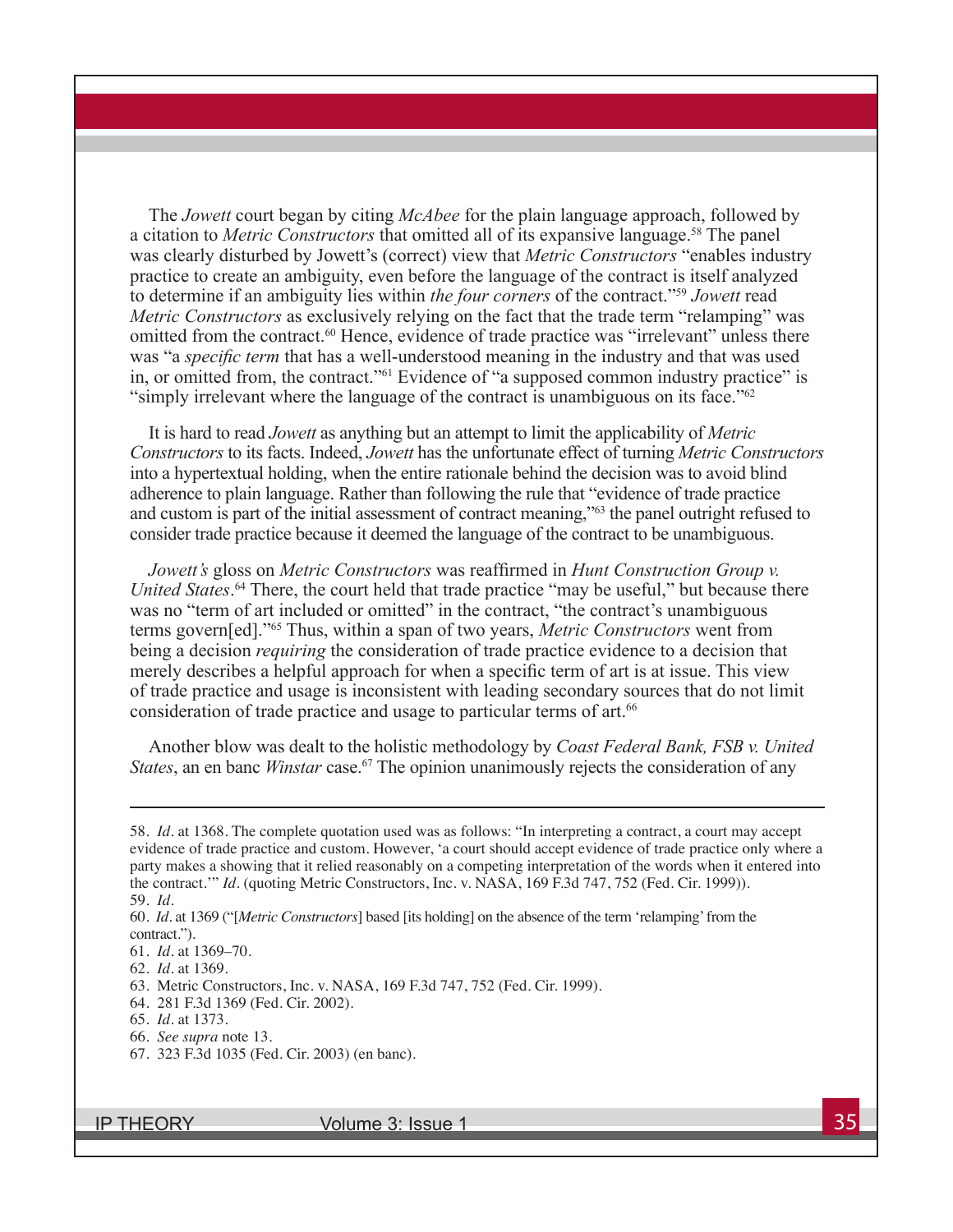The *Jowett* court began by citing *McAbee* for the plain language approach, followed by a citation to *Metric Constructors* that omitted all of its expansive language.[58] The panel was clearly disturbed by Jowett's (correct) view that *Metric Constructors* "enables industry practice to create an ambiguity, even before the language of the contract is itself analyzed to determine if an ambiguity lies within *the four corners* of the contract."[59] *Jowett* read *Metric Constructors* as exclusively relying on the fact that the trade term "relamping" was omitted from the contract.[60] Hence, evidence of trade practice was "irrelevant" unless there was "a *specific term* that has a well-understood meaning in the industry and that was used in, or omitted from, the contract."[61] Evidence of "a supposed common industry practice" is "simply irrelevant where the language of the contract is unambiguous on its face."[62]

It is hard to read *Jowett* as anything but an attempt to limit the applicability of *Metric Constructors* to its facts. Indeed, *Jowett* has the unfortunate effect of turning *Metric Constructors* into a hypertextual holding, when the entire rationale behind the decision was to avoid blind adherence to plain language. Rather than following the rule that "evidence of trade practice and custom is part of the initial assessment of contract meaning,"[63] the panel outright refused to consider trade practice because it deemed the language of the contract to be unambiguous.

*Jowett's* gloss on *Metric Constructors* was reaffirmed in *Hunt Construction Group v. United States*.[64] There, the court held that trade practice "may be useful," but because there was no "term of art included or omitted" in the contract, "the contract's unambiguous terms govern[ed]."[65] Thus, within a span of two years, *Metric Constructors* went from being a decision *requiring* the consideration of trade practice evidence to a decision that merely describes a helpful approach for when a specific term of art is at issue. This view of trade practice and usage is inconsistent with leading secondary sources that do not limit consideration of trade practice and usage to particular terms of art.[66]

Another blow was dealt to the holistic methodology by *Coast Federal Bank, FSB v. United States*, an en banc *Winstar* case.[67] The opinion unanimously rejects the consideration of any

---

58. *Id*. at 1368. The complete quotation used was as follows: "In interpreting a contract, a court may accept evidence of trade practice and custom. However, 'a court should accept evidence of trade practice only where a party makes a showing that it relied reasonably on a competing interpretation of the words when it entered into the contract.'" *Id*. (quoting Metric Constructors, Inc. v. NASA, 169 F.3d 747, 752 (Fed. Cir. 1999)).

59. *Id*.

60. *Id*. at 1369 ("[*Metric Constructors*] based [its holding] on the absence of the term 'relamping' from the contract.").

61. *Id*. at 1369–70.

62. *Id*. at 1369.

63. Metric Constructors, Inc. v. NASA, 169 F.3d 747, 752 (Fed. Cir. 1999).

64. 281 F.3d 1369 (Fed. Cir. 2002).

65. *Id*. at 1373.

66. *See supra* note 13.

67. 323 F.3d 1035 (Fed. Cir. 2003) (en banc).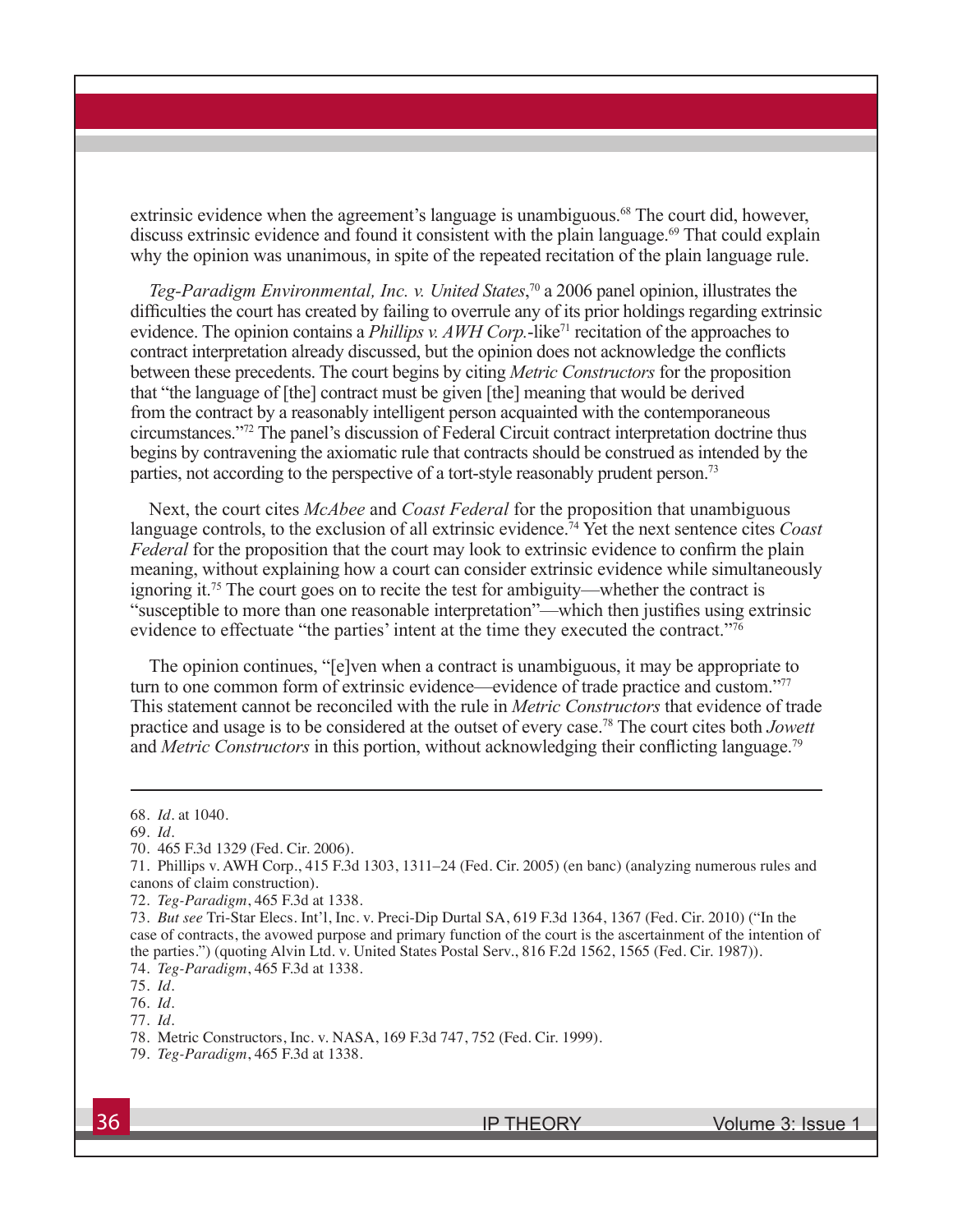extrinsic evidence when the agreement's language is unambiguous.[68] The court did, however, discuss extrinsic evidence and found it consistent with the plain language.[69] That could explain why the opinion was unanimous, in spite of the repeated recitation of the plain language rule.

*Teg-Paradigm Environmental, Inc. v. United States*,[70] a 2006 panel opinion, illustrates the difficulties the court has created by failing to overrule any of its prior holdings regarding extrinsic evidence. The opinion contains a *Phillips v. AWH Corp.*-like[71] recitation of the approaches to contract interpretation already discussed, but the opinion does not acknowledge the conflicts between these precedents. The court begins by citing *Metric Constructors* for the proposition that "the language of [the] contract must be given [the] meaning that would be derived from the contract by a reasonably intelligent person acquainted with the contemporaneous circumstances."[72] The panel's discussion of Federal Circuit contract interpretation doctrine thus begins by contravening the axiomatic rule that contracts should be construed as intended by the parties, not according to the perspective of a tort-style reasonably prudent person.[73]

Next, the court cites *McAbee* and *Coast Federal* for the proposition that unambiguous language controls, to the exclusion of all extrinsic evidence.[74] Yet the next sentence cites *Coast Federal* for the proposition that the court may look to extrinsic evidence to confirm the plain meaning, without explaining how a court can consider extrinsic evidence while simultaneously ignoring it.[75] The court goes on to recite the test for ambiguity—whether the contract is "susceptible to more than one reasonable interpretation"—which then justifies using extrinsic evidence to effectuate "the parties' intent at the time they executed the contract."[76]

The opinion continues, "[e]ven when a contract is unambiguous, it may be appropriate to turn to one common form of extrinsic evidence—evidence of trade practice and custom."[77] This statement cannot be reconciled with the rule in *Metric Constructors* that evidence of trade practice and usage is to be considered at the outset of every case.[78] The court cites both *Jowett* and *Metric Constructors* in this portion, without acknowledging their conflicting language.[79]

---

68. *Id.* at 1040.
69. *Id.*
70. 465 F.3d 1329 (Fed. Cir. 2006).
71. Phillips v. AWH Corp., 415 F.3d 1303, 1311–24 (Fed. Cir. 2005) (en banc) (analyzing numerous rules and canons of claim construction).
72. *Teg-Paradigm*, 465 F.3d at 1338.
73. *But see* Tri-Star Elecs. Int'l, Inc. v. Preci-Dip Durtal SA, 619 F.3d 1364, 1367 (Fed. Cir. 2010) ("In the case of contracts, the avowed purpose and primary function of the court is the ascertainment of the intention of the parties.") (quoting Alvin Ltd. v. United States Postal Serv., 816 F.2d 1562, 1565 (Fed. Cir. 1987)).
74. *Teg-Paradigm*, 465 F.3d at 1338.
75. *Id.*
76. *Id.*
77. *Id.*
78. Metric Constructors, Inc. v. NASA, 169 F.3d 747, 752 (Fed. Cir. 1999).
79. *Teg-Paradigm*, 465 F.3d at 1338.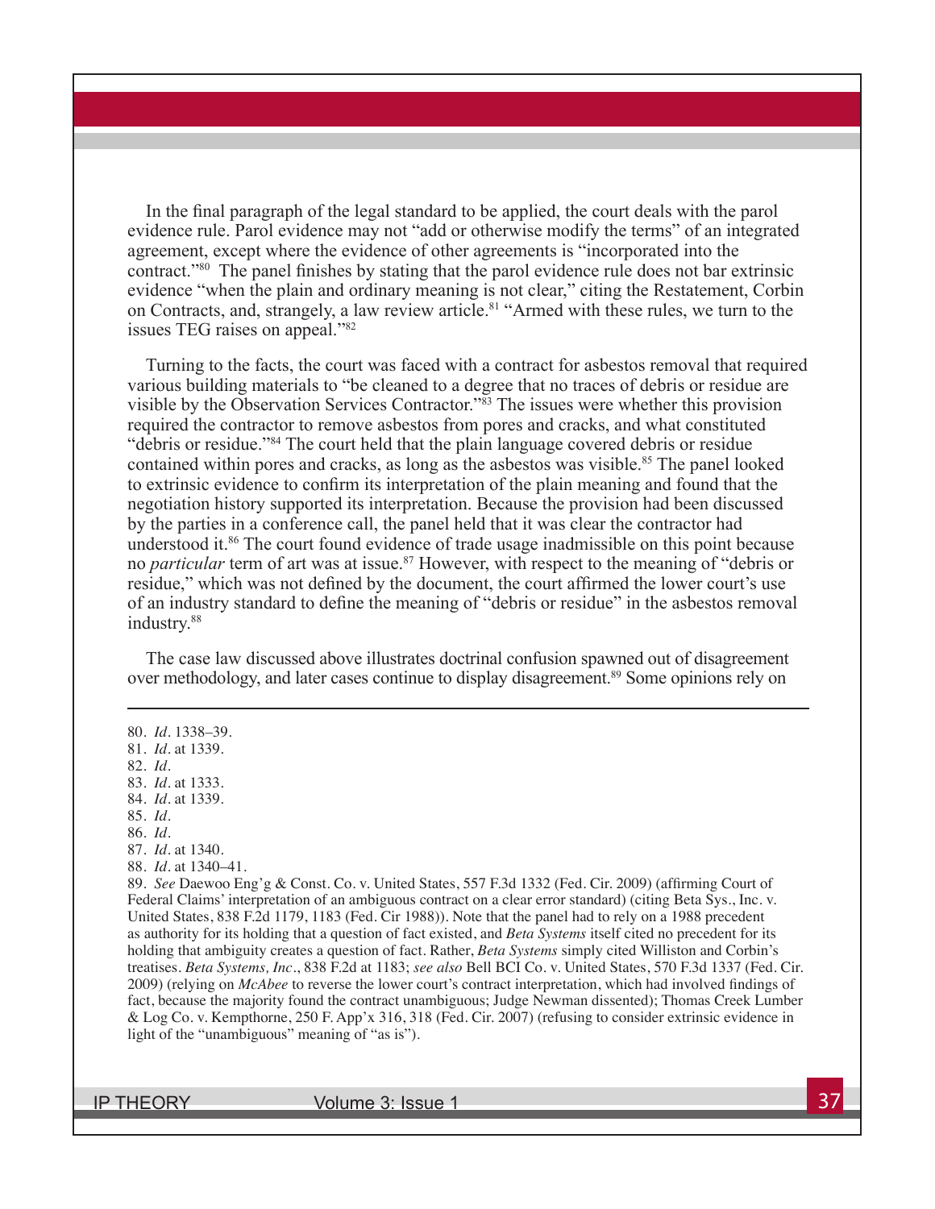In the final paragraph of the legal standard to be applied, the court deals with the parol evidence rule. Parol evidence may not "add or otherwise modify the terms" of an integrated agreement, except where the evidence of other agreements is "incorporated into the contract."[80] The panel finishes by stating that the parol evidence rule does not bar extrinsic evidence "when the plain and ordinary meaning is not clear," citing the Restatement, Corbin on Contracts, and, strangely, a law review article.[81] "Armed with these rules, we turn to the issues TEG raises on appeal."[82]

Turning to the facts, the court was faced with a contract for asbestos removal that required various building materials to "be cleaned to a degree that no traces of debris or residue are visible by the Observation Services Contractor."[83] The issues were whether this provision required the contractor to remove asbestos from pores and cracks, and what constituted "debris or residue."[84] The court held that the plain language covered debris or residue contained within pores and cracks, as long as the asbestos was visible.[85] The panel looked to extrinsic evidence to confirm its interpretation of the plain meaning and found that the negotiation history supported its interpretation. Because the provision had been discussed by the parties in a conference call, the panel held that it was clear the contractor had understood it.[86] The court found evidence of trade usage inadmissible on this point because no *particular* term of art was at issue.[87] However, with respect to the meaning of "debris or residue," which was not defined by the document, the court affirmed the lower court's use of an industry standard to define the meaning of "debris or residue" in the asbestos removal industry.[88]

The case law discussed above illustrates doctrinal confusion spawned out of disagreement over methodology, and later cases continue to display disagreement.[89] Some opinions rely on

---

80. *Id*. 1338–39.
81. *Id*. at 1339.
82. *Id*.
83. *Id*. at 1333.
84. *Id*. at 1339.
85. *Id*.
86. *Id*.
87. *Id*. at 1340.
88. *Id*. at 1340–41.
89. *See* Daewoo Eng'g & Const. Co. v. United States, 557 F.3d 1332 (Fed. Cir. 2009) (affirming Court of Federal Claims' interpretation of an ambiguous contract on a clear error standard) (citing Beta Sys., Inc. v. United States, 838 F.2d 1179, 1183 (Fed. Cir 1988)). Note that the panel had to rely on a 1988 precedent as authority for its holding that a question of fact existed, and *Beta Systems* itself cited no precedent for its holding that ambiguity creates a question of fact. Rather, *Beta Systems* simply cited Williston and Corbin's treatises. *Beta Systems, Inc*., 838 F.2d at 1183; *see also* Bell BCI Co. v. United States, 570 F.3d 1337 (Fed. Cir. 2009) (relying on *McAbee* to reverse the lower court's contract interpretation, which had involved findings of fact, because the majority found the contract unambiguous; Judge Newman dissented); Thomas Creek Lumber & Log Co. v. Kempthorne, 250 F. App'x 316, 318 (Fed. Cir. 2007) (refusing to consider extrinsic evidence in light of the "unambiguous" meaning of "as is").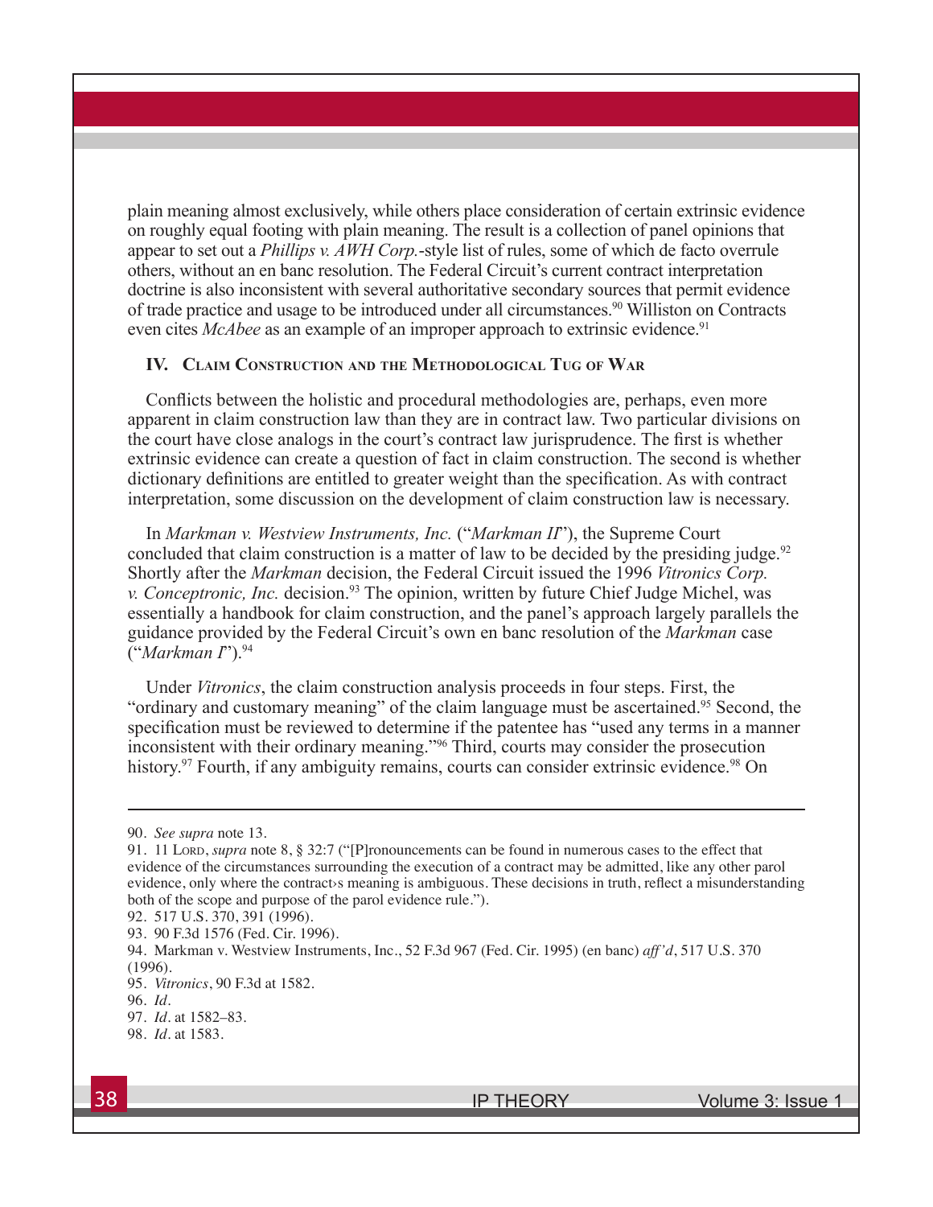plain meaning almost exclusively, while others place consideration of certain extrinsic evidence on roughly equal footing with plain meaning. The result is a collection of panel opinions that appear to set out a *Phillips v. AWH Corp.*-style list of rules, some of which de facto overrule others, without an en banc resolution. The Federal Circuit's current contract interpretation doctrine is also inconsistent with several authoritative secondary sources that permit evidence of trade practice and usage to be introduced under all circumstances.[90] Williston on Contracts even cites *McAbee* as an example of an improper approach to extrinsic evidence.[91]

## IV. Claim Construction and the Methodological Tug of War

Conflicts between the holistic and procedural methodologies are, perhaps, even more apparent in claim construction law than they are in contract law. Two particular divisions on the court have close analogs in the court's contract law jurisprudence. The first is whether extrinsic evidence can create a question of fact in claim construction. The second is whether dictionary definitions are entitled to greater weight than the specification. As with contract interpretation, some discussion on the development of claim construction law is necessary.

In *Markman v. Westview Instruments, Inc.* ("*Markman II*"), the Supreme Court concluded that claim construction is a matter of law to be decided by the presiding judge.[92] Shortly after the *Markman* decision, the Federal Circuit issued the 1996 *Vitronics Corp. v. Conceptronic, Inc.* decision.[93] The opinion, written by future Chief Judge Michel, was essentially a handbook for claim construction, and the panel's approach largely parallels the guidance provided by the Federal Circuit's own en banc resolution of the *Markman* case ("*Markman I*").[94]

Under *Vitronics*, the claim construction analysis proceeds in four steps. First, the "ordinary and customary meaning" of the claim language must be ascertained.[95] Second, the specification must be reviewed to determine if the patentee has "used any terms in a manner inconsistent with their ordinary meaning."[96] Third, courts may consider the prosecution history.[97] Fourth, if any ambiguity remains, courts can consider extrinsic evidence.[98] On

---

90. *See supra* note 13.

91. 11 Lord, *supra* note 8, § 32:7 ("[P]ronouncements can be found in numerous cases to the effect that evidence of the circumstances surrounding the execution of a contract may be admitted, like any other parol evidence, only where the contract›s meaning is ambiguous. These decisions in truth, reflect a misunderstanding both of the scope and purpose of the parol evidence rule.").

92. 517 U.S. 370, 391 (1996).

93. 90 F.3d 1576 (Fed. Cir. 1996).

94. Markman v. Westview Instruments, Inc., 52 F.3d 967 (Fed. Cir. 1995) (en banc) *aff'd*, 517 U.S. 370 (1996).

95. *Vitronics*, 90 F.3d at 1582.

96. *Id*.

97. *Id*. at 1582–83.

98. *Id*. at 1583.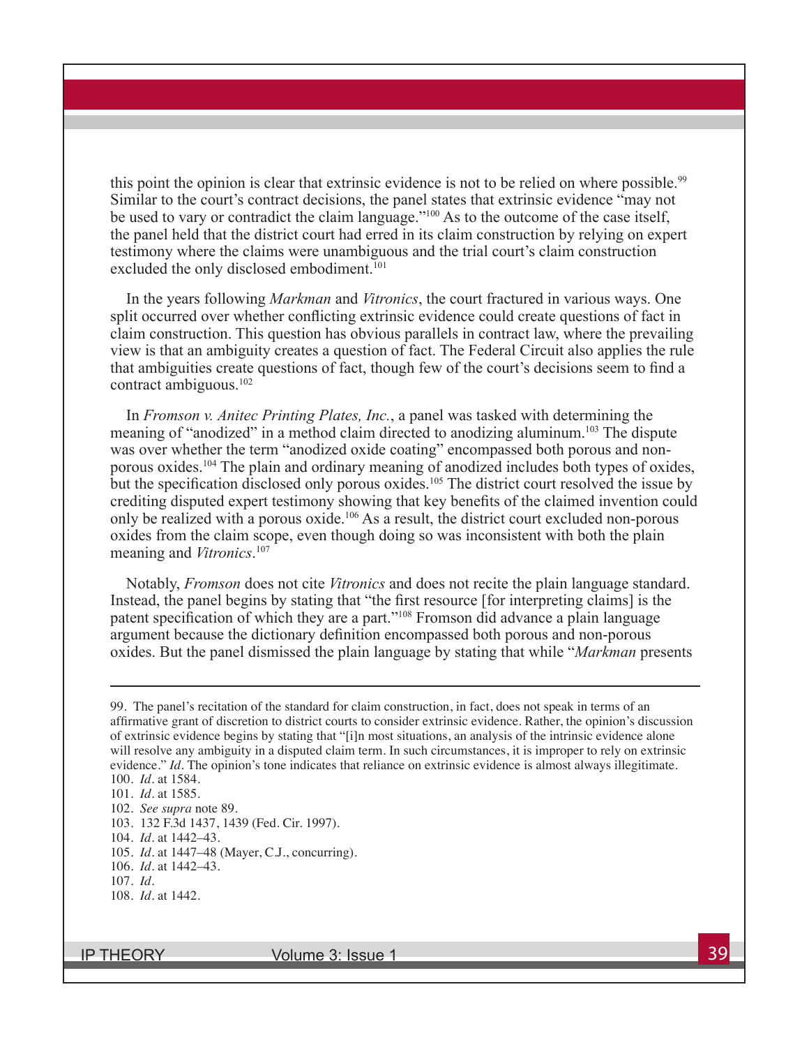this point the opinion is clear that extrinsic evidence is not to be relied on where possible.[99] Similar to the court's contract decisions, the panel states that extrinsic evidence "may not be used to vary or contradict the claim language."[100] As to the outcome of the case itself, the panel held that the district court had erred in its claim construction by relying on expert testimony where the claims were unambiguous and the trial court's claim construction excluded the only disclosed embodiment.[101]

In the years following *Markman* and *Vitronics*, the court fractured in various ways. One split occurred over whether conflicting extrinsic evidence could create questions of fact in claim construction. This question has obvious parallels in contract law, where the prevailing view is that an ambiguity creates a question of fact. The Federal Circuit also applies the rule that ambiguities create questions of fact, though few of the court's decisions seem to find a contract ambiguous.[102]

In *Fromson v. Anitec Printing Plates, Inc.*, a panel was tasked with determining the meaning of "anodized" in a method claim directed to anodizing aluminum.[103] The dispute was over whether the term "anodized oxide coating" encompassed both porous and non-porous oxides.[104] The plain and ordinary meaning of anodized includes both types of oxides, but the specification disclosed only porous oxides.[105] The district court resolved the issue by crediting disputed expert testimony showing that key benefits of the claimed invention could only be realized with a porous oxide.[106] As a result, the district court excluded non-porous oxides from the claim scope, even though doing so was inconsistent with both the plain meaning and *Vitronics*.[107]

Notably, *Fromson* does not cite *Vitronics* and does not recite the plain language standard. Instead, the panel begins by stating that "the first resource [for interpreting claims] is the patent specification of which they are a part."[108] Fromson did advance a plain language argument because the dictionary definition encompassed both porous and non-porous oxides. But the panel dismissed the plain language by stating that while "*Markman* presents

---

99. The panel's recitation of the standard for claim construction, in fact, does not speak in terms of an affirmative grant of discretion to district courts to consider extrinsic evidence. Rather, the opinion's discussion of extrinsic evidence begins by stating that "[i]n most situations, an analysis of the intrinsic evidence alone will resolve any ambiguity in a disputed claim term. In such circumstances, it is improper to rely on extrinsic evidence." *Id*. The opinion's tone indicates that reliance on extrinsic evidence is almost always illegitimate.

100. *Id*. at 1584.

101. *Id*. at 1585.

102. *See supra* note 89.

103. 132 F.3d 1437, 1439 (Fed. Cir. 1997).

104. *Id*. at 1442–43.

105. *Id*. at 1447–48 (Mayer, C.J., concurring).

106. *Id*. at 1442–43.

107. *Id*.

108. *Id*. at 1442.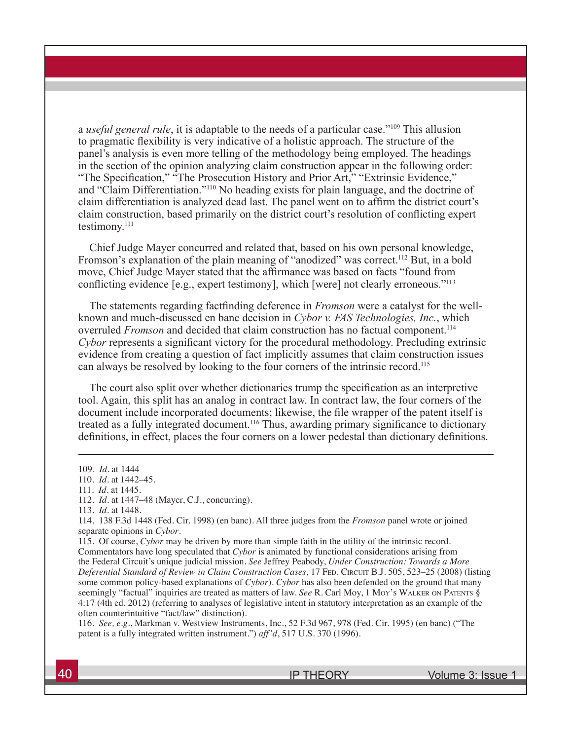a *useful general rule*, it is adaptable to the needs of a particular case."[109] This allusion to pragmatic flexibility is very indicative of a holistic approach. The structure of the panel's analysis is even more telling of the methodology being employed. The headings in the section of the opinion analyzing claim construction appear in the following order: "The Specification," "The Prosecution History and Prior Art," "Extrinsic Evidence," and "Claim Differentiation."[110] No heading exists for plain language, and the doctrine of claim differentiation is analyzed dead last. The panel went on to affirm the district court's claim construction, based primarily on the district court's resolution of conflicting expert testimony.[111]

Chief Judge Mayer concurred and related that, based on his own personal knowledge, Fromson's explanation of the plain meaning of "anodized" was correct.[112] But, in a bold move, Chief Judge Mayer stated that the affirmance was based on facts "found from conflicting evidence [e.g., expert testimony], which [were] not clearly erroneous."[113]

The statements regarding factfinding deference in *Fromson* were a catalyst for the well-known and much-discussed en banc decision in *Cybor v. FAS Technologies, Inc.*, which overruled *Fromson* and decided that claim construction has no factual component.[114] *Cybor* represents a significant victory for the procedural methodology. Precluding extrinsic evidence from creating a question of fact implicitly assumes that claim construction issues can always be resolved by looking to the four corners of the intrinsic record.[115]

The court also split over whether dictionaries trump the specification as an interpretive tool. Again, this split has an analog in contract law. In contract law, the four corners of the document include incorporated documents; likewise, the file wrapper of the patent itself is treated as a fully integrated document.[116] Thus, awarding primary significance to dictionary definitions, in effect, places the four corners on a lower pedestal than dictionary definitions.

---

109. *Id.* at 1444

110. *Id.* at 1442–45.

111. *Id.* at 1445.

112. *Id.* at 1447–48 (Mayer, C.J., concurring).

113. *Id.* at 1448.

114. 138 F.3d 1448 (Fed. Cir. 1998) (en banc). All three judges from the *Fromson* panel wrote or joined separate opinions in *Cybor*.

115. Of course, *Cybor* may be driven by more than simple faith in the utility of the intrinsic record. Commentators have long speculated that *Cybor* is animated by functional considerations arising from the Federal Circuit's unique judicial mission. *See* Jeffrey Peabody, *Under Construction: Towards a More Deferential Standard of Review in Claim Construction Cases*, 17 Fed. Circuit B.J. 505, 523–25 (2008) (listing some common policy-based explanations of *Cybor*). *Cybor* has also been defended on the ground that many seemingly "factual" inquiries are treated as matters of law. *See* R. Carl Moy, 1 Moy's Walker on Patents § 4:17 (4th ed. 2012) (referring to analyses of legislative intent in statutory interpretation as an example of the often counterintuitive "fact/law" distinction).

116. *See, e.g.*, Markman v. Westview Instruments, Inc., 52 F.3d 967, 978 (Fed. Cir. 1995) (en banc) ("The patent is a fully integrated written instrument.") *aff'd*, 517 U.S. 370 (1996).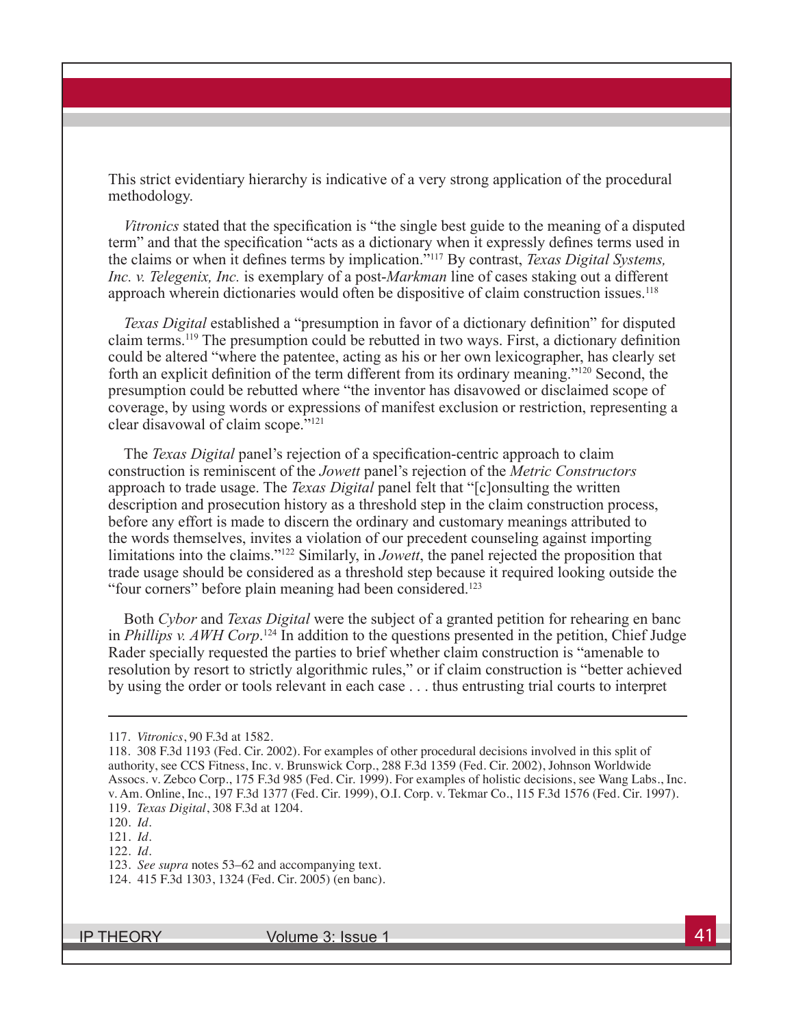This strict evidentiary hierarchy is indicative of a very strong application of the procedural methodology.

*Vitronics* stated that the specification is "the single best guide to the meaning of a disputed term" and that the specification "acts as a dictionary when it expressly defines terms used in the claims or when it defines terms by implication."[117] By contrast, *Texas Digital Systems, Inc. v. Telegenix, Inc.* is exemplary of a post-*Markman* line of cases staking out a different approach wherein dictionaries would often be dispositive of claim construction issues.[118]

*Texas Digital* established a "presumption in favor of a dictionary definition" for disputed claim terms.[119] The presumption could be rebutted in two ways. First, a dictionary definition could be altered "where the patentee, acting as his or her own lexicographer, has clearly set forth an explicit definition of the term different from its ordinary meaning."[120] Second, the presumption could be rebutted where "the inventor has disavowed or disclaimed scope of coverage, by using words or expressions of manifest exclusion or restriction, representing a clear disavowal of claim scope."[121]

The *Texas Digital* panel's rejection of a specification-centric approach to claim construction is reminiscent of the *Jowett* panel's rejection of the *Metric Constructors* approach to trade usage. The *Texas Digital* panel felt that "[c]onsulting the written description and prosecution history as a threshold step in the claim construction process, before any effort is made to discern the ordinary and customary meanings attributed to the words themselves, invites a violation of our precedent counseling against importing limitations into the claims."[122] Similarly, in *Jowett*, the panel rejected the proposition that trade usage should be considered as a threshold step because it required looking outside the "four corners" before plain meaning had been considered.[123]

Both *Cybor* and *Texas Digital* were the subject of a granted petition for rehearing en banc in *Phillips v. AWH Corp*.[124] In addition to the questions presented in the petition, Chief Judge Rader specially requested the parties to brief whether claim construction is "amenable to resolution by resort to strictly algorithmic rules," or if claim construction is "better achieved by using the order or tools relevant in each case . . . thus entrusting trial courts to interpret

---

117. *Vitronics*, 90 F.3d at 1582.

118. 308 F.3d 1193 (Fed. Cir. 2002). For examples of other procedural decisions involved in this split of authority, see CCS Fitness, Inc. v. Brunswick Corp., 288 F.3d 1359 (Fed. Cir. 2002), Johnson Worldwide Assocs. v. Zebco Corp., 175 F.3d 985 (Fed. Cir. 1999). For examples of holistic decisions, see Wang Labs., Inc. v. Am. Online, Inc., 197 F.3d 1377 (Fed. Cir. 1999), O.I. Corp. v. Tekmar Co., 115 F.3d 1576 (Fed. Cir. 1997).

119. *Texas Digital*, 308 F.3d at 1204.

120. *Id*.

121. *Id*.

122. *Id*.

123. *See supra* notes 53–62 and accompanying text.

124. 415 F.3d 1303, 1324 (Fed. Cir. 2005) (en banc).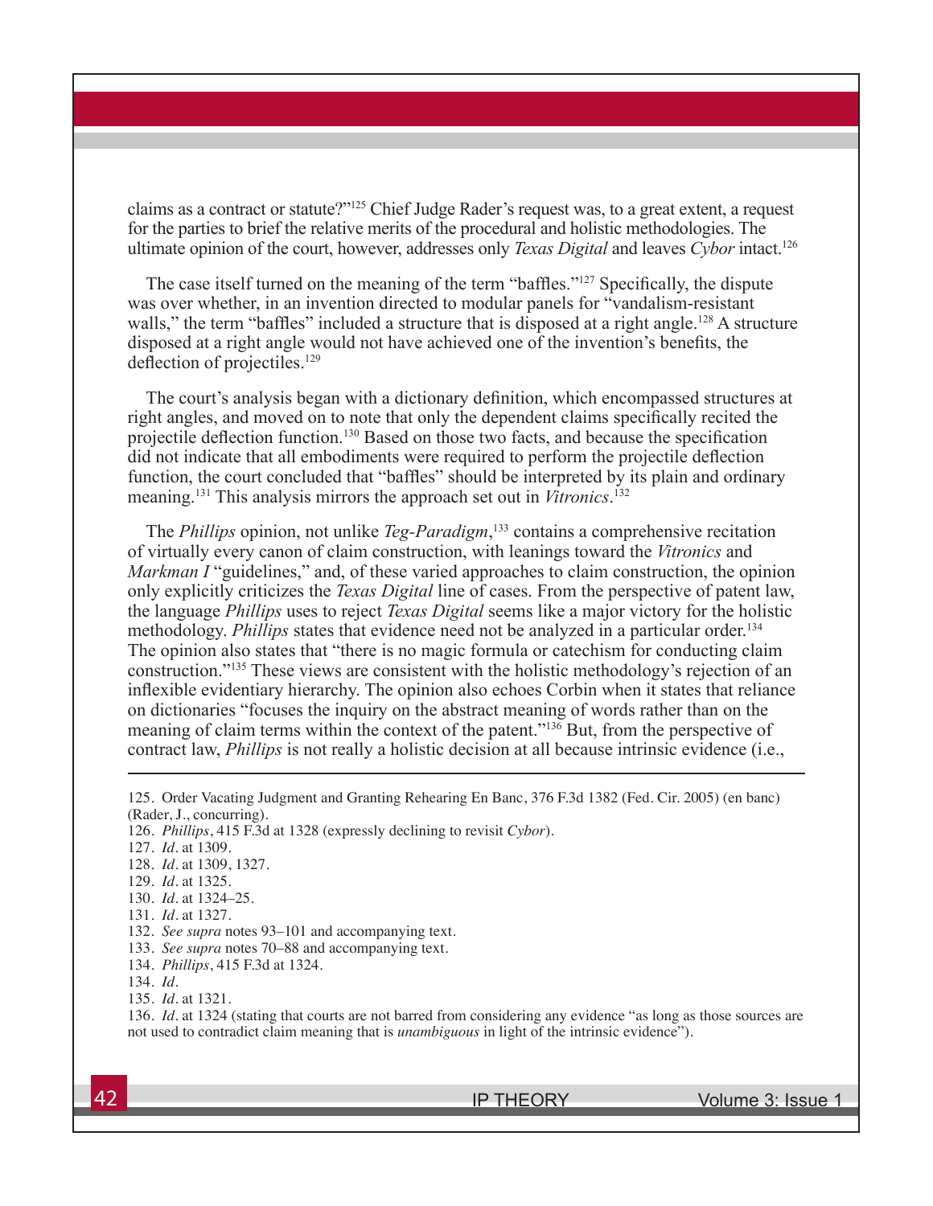claims as a contract or statute?"[125] Chief Judge Rader's request was, to a great extent, a request for the parties to brief the relative merits of the procedural and holistic methodologies. The ultimate opinion of the court, however, addresses only *Texas Digital* and leaves *Cybor* intact.[126]

The case itself turned on the meaning of the term "baffles."[127] Specifically, the dispute was over whether, in an invention directed to modular panels for "vandalism-resistant walls," the term "baffles" included a structure that is disposed at a right angle.[128] A structure disposed at a right angle would not have achieved one of the invention's benefits, the deflection of projectiles.[129]

The court's analysis began with a dictionary definition, which encompassed structures at right angles, and moved on to note that only the dependent claims specifically recited the projectile deflection function.[130] Based on those two facts, and because the specification did not indicate that all embodiments were required to perform the projectile deflection function, the court concluded that "baffles" should be interpreted by its plain and ordinary meaning.[131] This analysis mirrors the approach set out in *Vitronics*.[132]

The *Phillips* opinion, not unlike *Teg-Paradigm*,[133] contains a comprehensive recitation of virtually every canon of claim construction, with leanings toward the *Vitronics* and *Markman I* "guidelines," and, of these varied approaches to claim construction, the opinion only explicitly criticizes the *Texas Digital* line of cases. From the perspective of patent law, the language *Phillips* uses to reject *Texas Digital* seems like a major victory for the holistic methodology. *Phillips* states that evidence need not be analyzed in a particular order.[134] The opinion also states that "there is no magic formula or catechism for conducting claim construction."[135] These views are consistent with the holistic methodology's rejection of an inflexible evidentiary hierarchy. The opinion also echoes Corbin when it states that reliance on dictionaries "focuses the inquiry on the abstract meaning of words rather than on the meaning of claim terms within the context of the patent."[136] But, from the perspective of contract law, *Phillips* is not really a holistic decision at all because intrinsic evidence (i.e.,

---

125. Order Vacating Judgment and Granting Rehearing En Banc, 376 F.3d 1382 (Fed. Cir. 2005) (en banc) (Rader, J., concurring).
126. *Phillips*, 415 F.3d at 1328 (expressly declining to revisit *Cybor*).
127. *Id.* at 1309.
128. *Id.* at 1309, 1327.
129. *Id.* at 1325.
130. *Id.* at 1324–25.
131. *Id.* at 1327.
132. *See supra* notes 93–101 and accompanying text.
133. *See supra* notes 70–88 and accompanying text.
134. *Phillips*, 415 F.3d at 1324.
134. *Id.*
135. *Id.* at 1321.
136. *Id.* at 1324 (stating that courts are not barred from considering any evidence "as long as those sources are not used to contradict claim meaning that is *unambiguous* in light of the intrinsic evidence").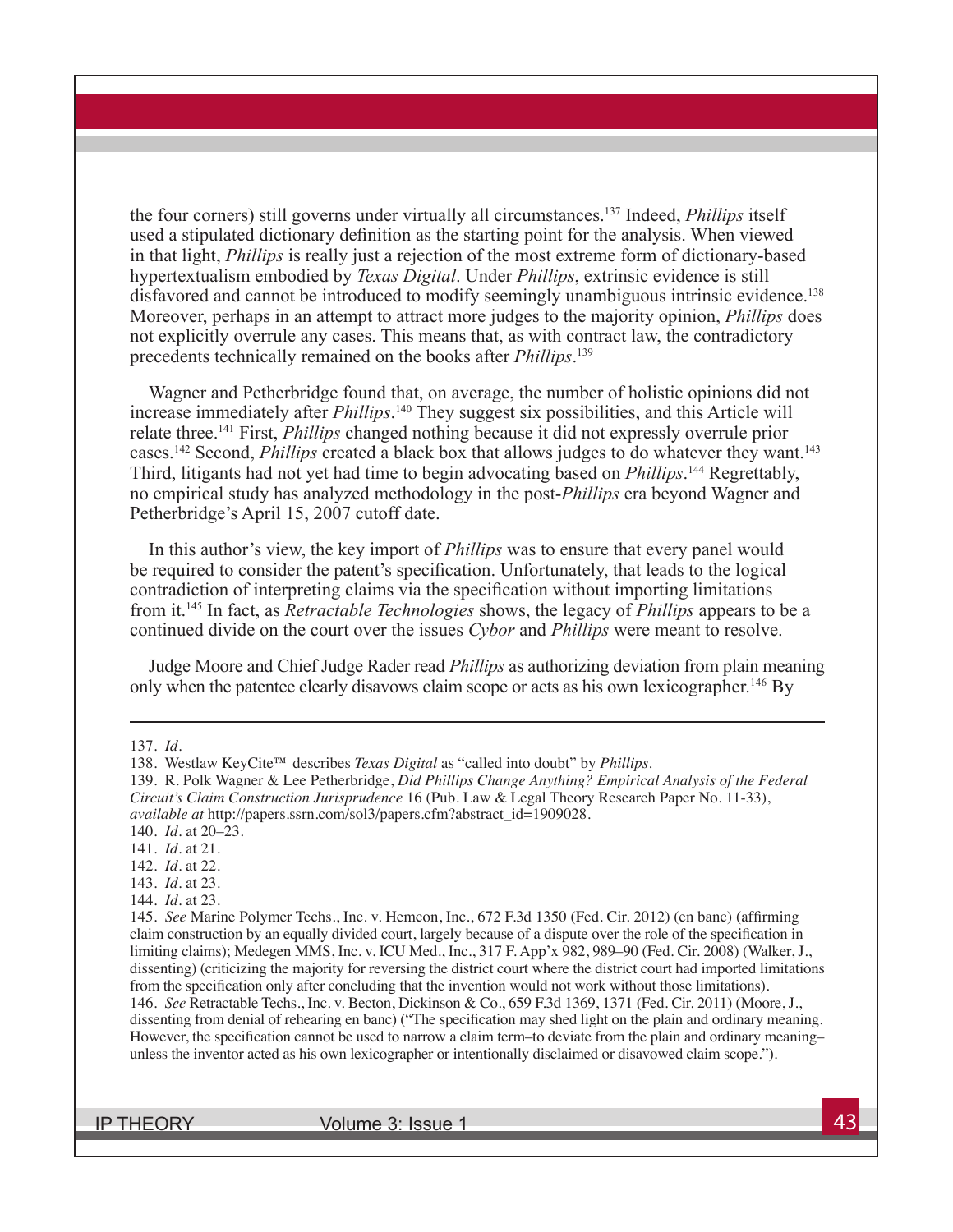the four corners) still governs under virtually all circumstances.[137] Indeed, *Phillips* itself used a stipulated dictionary definition as the starting point for the analysis. When viewed in that light, *Phillips* is really just a rejection of the most extreme form of dictionary-based hypertextualism embodied by *Texas Digital*. Under *Phillips*, extrinsic evidence is still disfavored and cannot be introduced to modify seemingly unambiguous intrinsic evidence.[138] Moreover, perhaps in an attempt to attract more judges to the majority opinion, *Phillips* does not explicitly overrule any cases. This means that, as with contract law, the contradictory precedents technically remained on the books after *Phillips*.[139]

Wagner and Petherbridge found that, on average, the number of holistic opinions did not increase immediately after *Phillips*.[140] They suggest six possibilities, and this Article will relate three.[141] First, *Phillips* changed nothing because it did not expressly overrule prior cases.[142] Second, *Phillips* created a black box that allows judges to do whatever they want.[143] Third, litigants had not yet had time to begin advocating based on *Phillips*.[144] Regrettably, no empirical study has analyzed methodology in the post-*Phillips* era beyond Wagner and Petherbridge's April 15, 2007 cutoff date.

In this author's view, the key import of *Phillips* was to ensure that every panel would be required to consider the patent's specification. Unfortunately, that leads to the logical contradiction of interpreting claims via the specification without importing limitations from it.[145] In fact, as *Retractable Technologies* shows, the legacy of *Phillips* appears to be a continued divide on the court over the issues *Cybor* and *Phillips* were meant to resolve.

Judge Moore and Chief Judge Rader read *Phillips* as authorizing deviation from plain meaning only when the patentee clearly disavows claim scope or acts as his own lexicographer.[146] By

---

137. *Id*.

138. Westlaw KeyCite™ describes *Texas Digital* as "called into doubt" by *Phillips*.

139. R. Polk Wagner & Lee Petherbridge, *Did Phillips Change Anything? Empirical Analysis of the Federal Circuit's Claim Construction Jurisprudence* 16 (Pub. Law & Legal Theory Research Paper No. 11-33), *available at* http://papers.ssrn.com/sol3/papers.cfm?abstract_id=1909028.

140. *Id*. at 20–23.

141. *Id*. at 21.

142. *Id*. at 22.

143. *Id*. at 23.

144. *Id*. at 23.

145. *See* Marine Polymer Techs., Inc. v. Hemcon, Inc., 672 F.3d 1350 (Fed. Cir. 2012) (en banc) (affirming claim construction by an equally divided court, largely because of a dispute over the role of the specification in limiting claims); Medegen MMS, Inc. v. ICU Med., Inc., 317 F. App'x 982, 989–90 (Fed. Cir. 2008) (Walker, J., dissenting) (criticizing the majority for reversing the district court where the district court had imported limitations from the specification only after concluding that the invention would not work without those limitations).

146. *See* Retractable Techs., Inc. v. Becton, Dickinson & Co., 659 F.3d 1369, 1371 (Fed. Cir. 2011) (Moore, J., dissenting from denial of rehearing en banc) ("The specification may shed light on the plain and ordinary meaning. However, the specification cannot be used to narrow a claim term–to deviate from the plain and ordinary meaning–unless the inventor acted as his own lexicographer or intentionally disclaimed or disavowed claim scope.").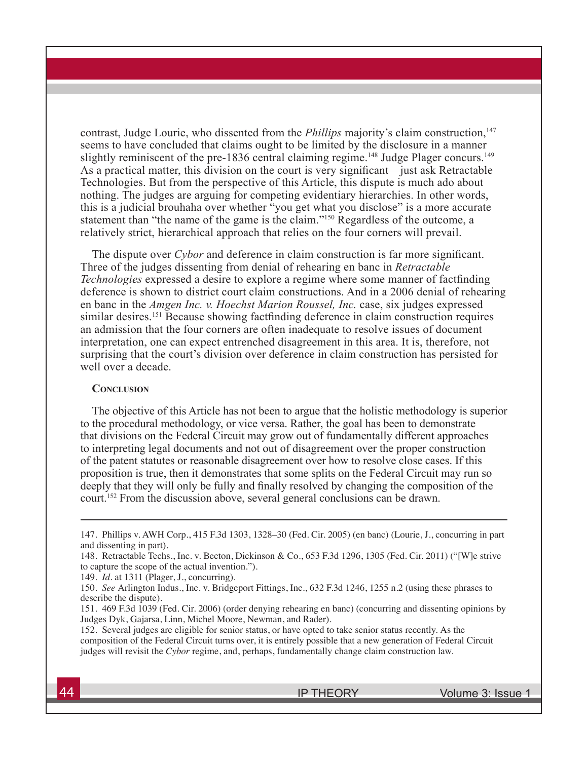contrast, Judge Lourie, who dissented from the *Phillips* majority's claim construction,[147] seems to have concluded that claims ought to be limited by the disclosure in a manner slightly reminiscent of the pre-1836 central claiming regime.[148] Judge Plager concurs.[149] As a practical matter, this division on the court is very significant—just ask Retractable Technologies. But from the perspective of this Article, this dispute is much ado about nothing. The judges are arguing for competing evidentiary hierarchies. In other words, this is a judicial brouhaha over whether "you get what you disclose" is a more accurate statement than "the name of the game is the claim."[150] Regardless of the outcome, a relatively strict, hierarchical approach that relies on the four corners will prevail.

The dispute over *Cybor* and deference in claim construction is far more significant. Three of the judges dissenting from denial of rehearing en banc in *Retractable Technologies* expressed a desire to explore a regime where some manner of factfinding deference is shown to district court claim constructions. And in a 2006 denial of rehearing en banc in the *Amgen Inc. v. Hoechst Marion Roussel, Inc.* case, six judges expressed similar desires.[151] Because showing factfinding deference in claim construction requires an admission that the four corners are often inadequate to resolve issues of document interpretation, one can expect entrenched disagreement in this area. It is, therefore, not surprising that the court's division over deference in claim construction has persisted for well over a decade.

## Conclusion

The objective of this Article has not been to argue that the holistic methodology is superior to the procedural methodology, or vice versa. Rather, the goal has been to demonstrate that divisions on the Federal Circuit may grow out of fundamentally different approaches to interpreting legal documents and not out of disagreement over the proper construction of the patent statutes or reasonable disagreement over how to resolve close cases. If this proposition is true, then it demonstrates that some splits on the Federal Circuit may run so deeply that they will only be fully and finally resolved by changing the composition of the court.[152] From the discussion above, several general conclusions can be drawn.

---

147. Phillips v. AWH Corp., 415 F.3d 1303, 1328–30 (Fed. Cir. 2005) (en banc) (Lourie, J., concurring in part and dissenting in part).

148. Retractable Techs., Inc. v. Becton, Dickinson & Co., 653 F.3d 1296, 1305 (Fed. Cir. 2011) ("[W]e strive to capture the scope of the actual invention.").

149. *Id*. at 1311 (Plager, J., concurring).

150. *See* Arlington Indus., Inc. v. Bridgeport Fittings, Inc., 632 F.3d 1246, 1255 n.2 (using these phrases to describe the dispute).

151. 469 F.3d 1039 (Fed. Cir. 2006) (order denying rehearing en banc) (concurring and dissenting opinions by Judges Dyk, Gajarsa, Linn, Michel Moore, Newman, and Rader).

152. Several judges are eligible for senior status, or have opted to take senior status recently. As the composition of the Federal Circuit turns over, it is entirely possible that a new generation of Federal Circuit judges will revisit the *Cybor* regime, and, perhaps, fundamentally change claim construction law.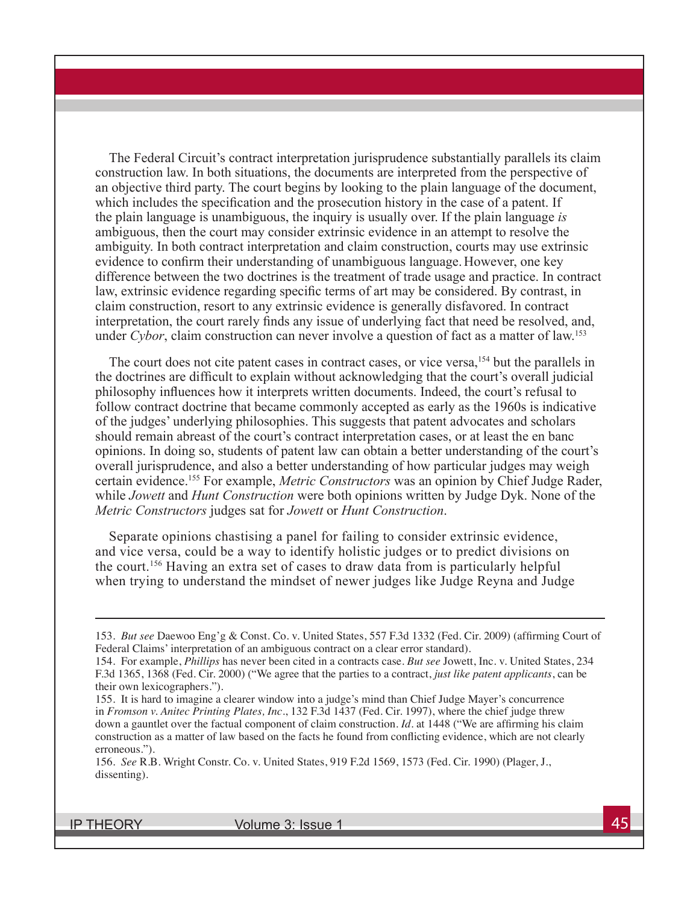The Federal Circuit's contract interpretation jurisprudence substantially parallels its claim construction law. In both situations, the documents are interpreted from the perspective of an objective third party. The court begins by looking to the plain language of the document, which includes the specification and the prosecution history in the case of a patent. If the plain language is unambiguous, the inquiry is usually over. If the plain language *is* ambiguous, then the court may consider extrinsic evidence in an attempt to resolve the ambiguity. In both contract interpretation and claim construction, courts may use extrinsic evidence to confirm their understanding of unambiguous language. However, one key difference between the two doctrines is the treatment of trade usage and practice. In contract law, extrinsic evidence regarding specific terms of art may be considered. By contrast, in claim construction, resort to any extrinsic evidence is generally disfavored. In contract interpretation, the court rarely finds any issue of underlying fact that need be resolved, and, under *Cybor*, claim construction can never involve a question of fact as a matter of law.[153]

The court does not cite patent cases in contract cases, or vice versa,[154] but the parallels in the doctrines are difficult to explain without acknowledging that the court's overall judicial philosophy influences how it interprets written documents. Indeed, the court's refusal to follow contract doctrine that became commonly accepted as early as the 1960s is indicative of the judges' underlying philosophies. This suggests that patent advocates and scholars should remain abreast of the court's contract interpretation cases, or at least the en banc opinions. In doing so, students of patent law can obtain a better understanding of the court's overall jurisprudence, and also a better understanding of how particular judges may weigh certain evidence.[155] For example, *Metric Constructors* was an opinion by Chief Judge Rader, while *Jowett* and *Hunt Construction* were both opinions written by Judge Dyk. None of the *Metric Constructors* judges sat for *Jowett* or *Hunt Construction*.

Separate opinions chastising a panel for failing to consider extrinsic evidence, and vice versa, could be a way to identify holistic judges or to predict divisions on the court.[156] Having an extra set of cases to draw data from is particularly helpful when trying to understand the mindset of newer judges like Judge Reyna and Judge

---

153. *But see* Daewoo Eng'g & Const. Co. v. United States, 557 F.3d 1332 (Fed. Cir. 2009) (affirming Court of Federal Claims' interpretation of an ambiguous contract on a clear error standard).

154. For example, *Phillips* has never been cited in a contracts case. *But see* Jowett, Inc. v. United States, 234 F.3d 1365, 1368 (Fed. Cir. 2000) ("We agree that the parties to a contract, *just like patent applicants*, can be their own lexicographers.").

155. It is hard to imagine a clearer window into a judge's mind than Chief Judge Mayer's concurrence in *Fromson v. Anitec Printing Plates, Inc*., 132 F.3d 1437 (Fed. Cir. 1997), where the chief judge threw down a gauntlet over the factual component of claim construction. *Id*. at 1448 ("We are affirming his claim construction as a matter of law based on the facts he found from conflicting evidence, which are not clearly erroneous.").

156. *See* R.B. Wright Constr. Co. v. United States, 919 F.2d 1569, 1573 (Fed. Cir. 1990) (Plager, J., dissenting).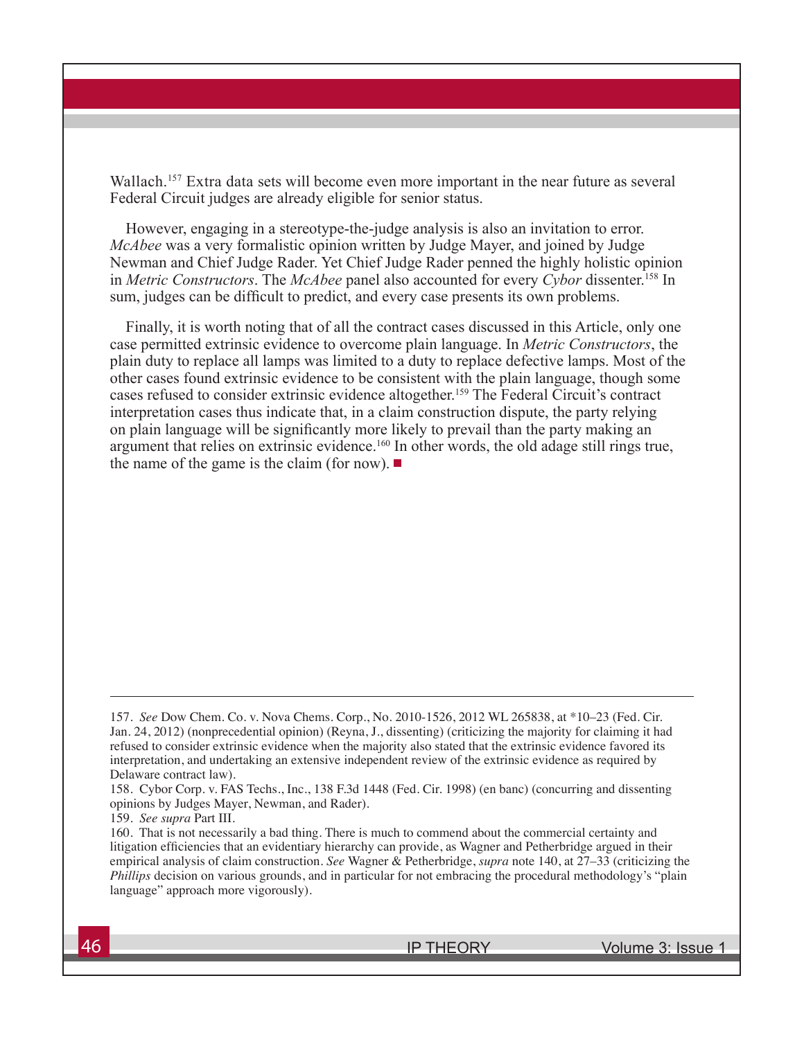Wallach.[157] Extra data sets will become even more important in the near future as several Federal Circuit judges are already eligible for senior status.

However, engaging in a stereotype-the-judge analysis is also an invitation to error. *McAbee* was a very formalistic opinion written by Judge Mayer, and joined by Judge Newman and Chief Judge Rader. Yet Chief Judge Rader penned the highly holistic opinion in *Metric Constructors*. The *McAbee* panel also accounted for every *Cybor* dissenter.[158] In sum, judges can be difficult to predict, and every case presents its own problems.

Finally, it is worth noting that of all the contract cases discussed in this Article, only one case permitted extrinsic evidence to overcome plain language. In *Metric Constructors*, the plain duty to replace all lamps was limited to a duty to replace defective lamps. Most of the other cases found extrinsic evidence to be consistent with the plain language, though some cases refused to consider extrinsic evidence altogether.[159] The Federal Circuit's contract interpretation cases thus indicate that, in a claim construction dispute, the party relying on plain language will be significantly more likely to prevail than the party making an argument that relies on extrinsic evidence.[160] In other words, the old adage still rings true, the name of the game is the claim (for now). ■

---

157. *See* Dow Chem. Co. v. Nova Chems. Corp., No. 2010-1526, 2012 WL 265838, at *10–23 (Fed. Cir. Jan. 24, 2012) (nonprecedential opinion) (Reyna, J., dissenting) (criticizing the majority for claiming it had refused to consider extrinsic evidence when the majority also stated that the extrinsic evidence favored its interpretation, and undertaking an extensive independent review of the extrinsic evidence as required by Delaware contract law).

158. Cybor Corp. v. FAS Techs., Inc., 138 F.3d 1448 (Fed. Cir. 1998) (en banc) (concurring and dissenting opinions by Judges Mayer, Newman, and Rader).

159. *See supra* Part III.

160. That is not necessarily a bad thing. There is much to commend about the commercial certainty and litigation efficiencies that an evidentiary hierarchy can provide, as Wagner and Petherbridge argued in their empirical analysis of claim construction. *See* Wagner & Petherbridge, *supra* note 140, at 27–33 (criticizing the *Phillips* decision on various grounds, and in particular for not embracing the procedural methodology's "plain language" approach more vigorously).